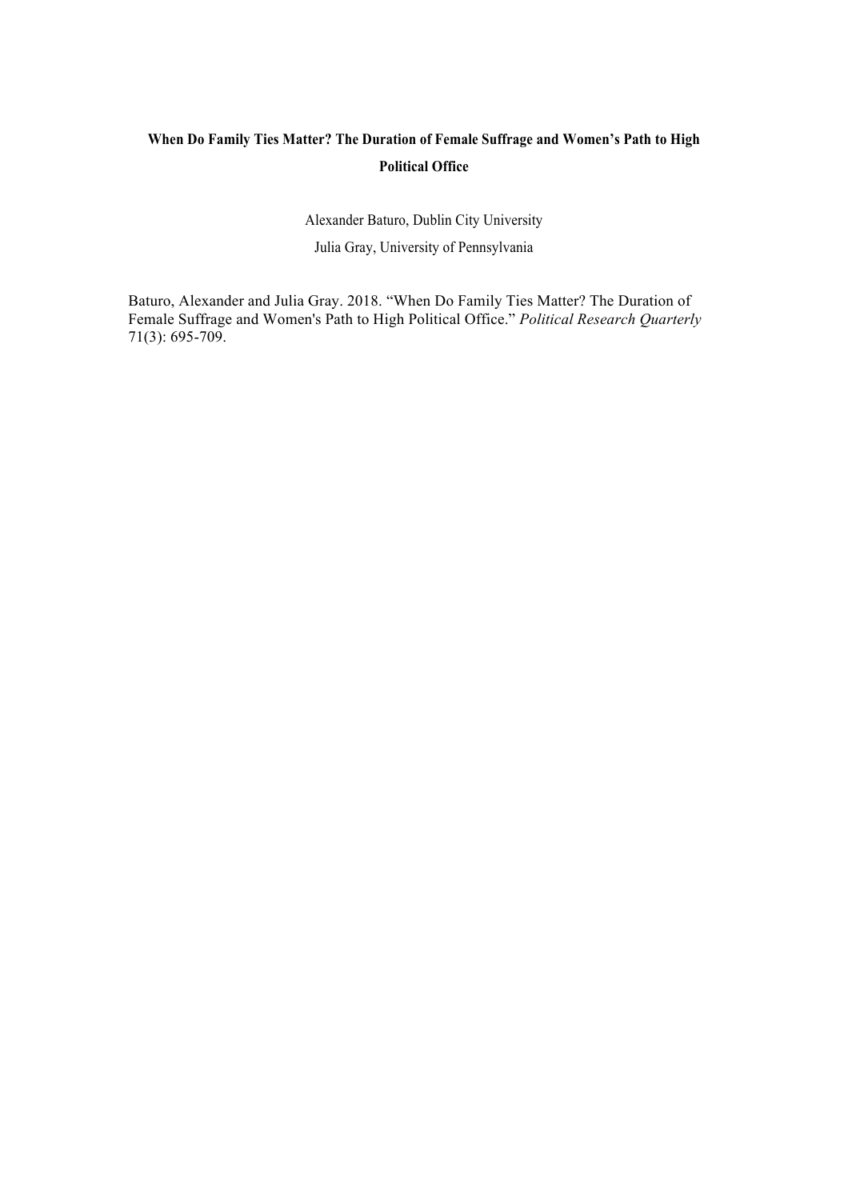# When Do Family Ties Matter? The Duration of Female Suffrage and Women's Path to High Political Office

Alexander Baturo, Dublin City University

Julia Gray, University of Pennsylvania

Baturo, Alexander and Julia Gray. 2018. "When Do Family Ties Matter? The Duration of Female Suffrage and Women's Path to High Political Office." *Political Research Quarterly* 71(3): 695-709.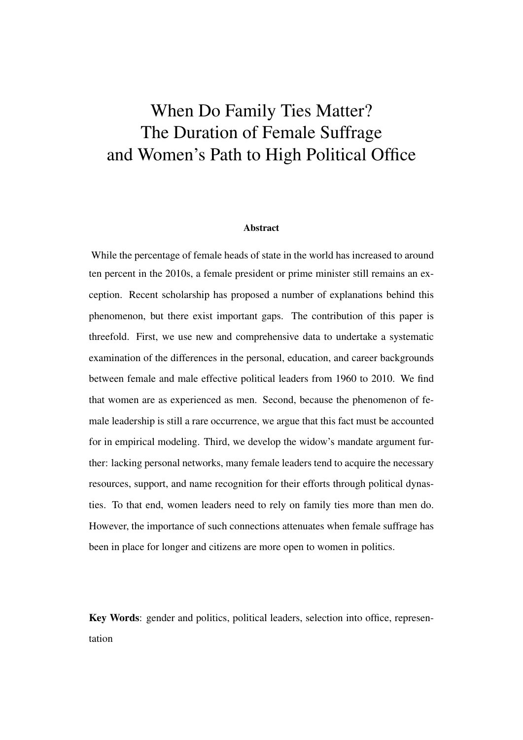# When Do Family Ties Matter?
# The Duration of Female Suffrage
# and Women's Path to High Political Office

### Abstract

While the percentage of female heads of state in the world has increased to around ten percent in the 2010s, a female president or prime minister still remains an exception. Recent scholarship has proposed a number of explanations behind this phenomenon, but there exist important gaps. The contribution of this paper is threefold. First, we use new and comprehensive data to undertake a systematic examination of the differences in the personal, education, and career backgrounds between female and male effective political leaders from 1960 to 2010. We find that women are as experienced as men. Second, because the phenomenon of female leadership is still a rare occurrence, we argue that this fact must be accounted for in empirical modeling. Third, we develop the widow's mandate argument further: lacking personal networks, many female leaders tend to acquire the necessary resources, support, and name recognition for their efforts through political dynasties. To that end, women leaders need to rely on family ties more than men do. However, the importance of such connections attenuates when female suffrage has been in place for longer and citizens are more open to women in politics.

**Key Words**: gender and politics, political leaders, selection into office, representation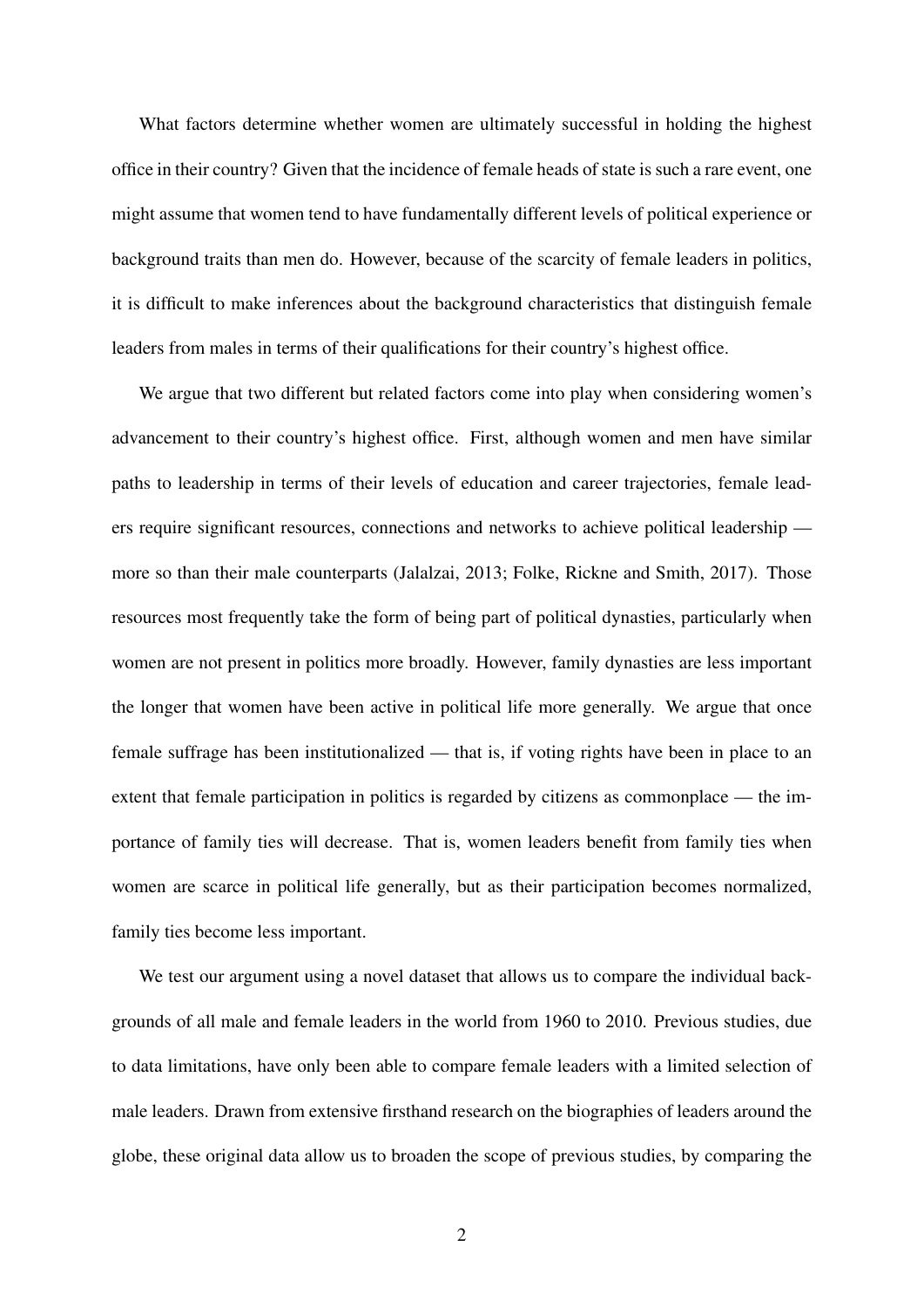What factors determine whether women are ultimately successful in holding the highest office in their country? Given that the incidence of female heads of state is such a rare event, one might assume that women tend to have fundamentally different levels of political experience or background traits than men do. However, because of the scarcity of female leaders in politics, it is difficult to make inferences about the background characteristics that distinguish female leaders from males in terms of their qualifications for their country's highest office.

We argue that two different but related factors come into play when considering women's advancement to their country's highest office. First, although women and men have similar paths to leadership in terms of their levels of education and career trajectories, female leaders require significant resources, connections and networks to achieve political leadership — more so than their male counterparts (Jalalzai, 2013; Folke, Rickne and Smith, 2017). Those resources most frequently take the form of being part of political dynasties, particularly when women are not present in politics more broadly. However, family dynasties are less important the longer that women have been active in political life more generally. We argue that once female suffrage has been institutionalized — that is, if voting rights have been in place to an extent that female participation in politics is regarded by citizens as commonplace — the importance of family ties will decrease. That is, women leaders benefit from family ties when women are scarce in political life generally, but as their participation becomes normalized, family ties become less important.

We test our argument using a novel dataset that allows us to compare the individual backgrounds of all male and female leaders in the world from 1960 to 2010. Previous studies, due to data limitations, have only been able to compare female leaders with a limited selection of male leaders. Drawn from extensive firsthand research on the biographies of leaders around the globe, these original data allow us to broaden the scope of previous studies, by comparing the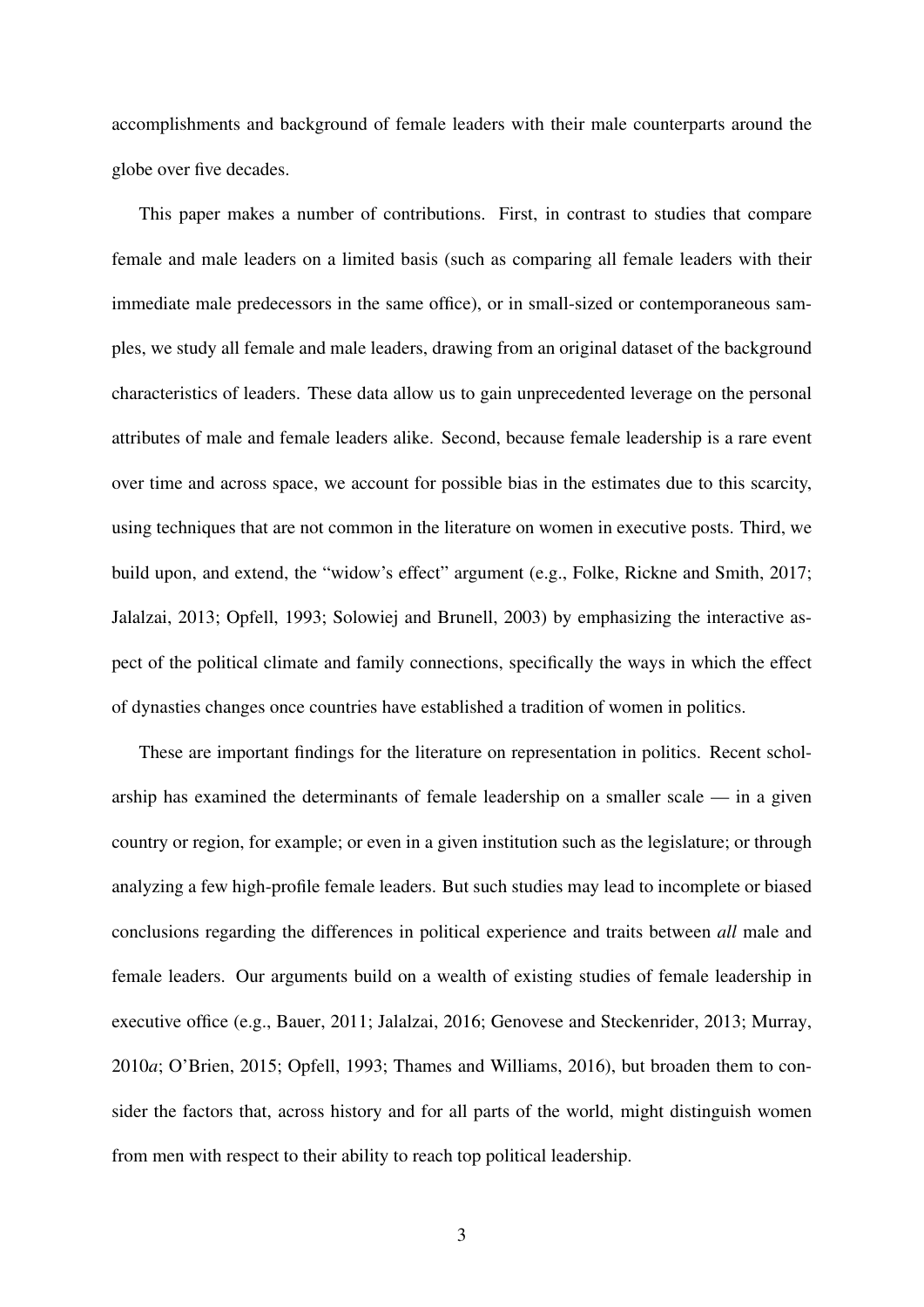accomplishments and background of female leaders with their male counterparts around the globe over five decades.

This paper makes a number of contributions. First, in contrast to studies that compare female and male leaders on a limited basis (such as comparing all female leaders with their immediate male predecessors in the same office), or in small-sized or contemporaneous samples, we study all female and male leaders, drawing from an original dataset of the background characteristics of leaders. These data allow us to gain unprecedented leverage on the personal attributes of male and female leaders alike. Second, because female leadership is a rare event over time and across space, we account for possible bias in the estimates due to this scarcity, using techniques that are not common in the literature on women in executive posts. Third, we build upon, and extend, the "widow's effect" argument (e.g., Folke, Rickne and Smith, 2017; Jalalzai, 2013; Opfell, 1993; Solowiej and Brunell, 2003) by emphasizing the interactive aspect of the political climate and family connections, specifically the ways in which the effect of dynasties changes once countries have established a tradition of women in politics.

These are important findings for the literature on representation in politics. Recent scholarship has examined the determinants of female leadership on a smaller scale — in a given country or region, for example; or even in a given institution such as the legislature; or through analyzing a few high-profile female leaders. But such studies may lead to incomplete or biased conclusions regarding the differences in political experience and traits between *all* male and female leaders. Our arguments build on a wealth of existing studies of female leadership in executive office (e.g., Bauer, 2011; Jalalzai, 2016; Genovese and Steckenrider, 2013; Murray, 2010*a*; O'Brien, 2015; Opfell, 1993; Thames and Williams, 2016), but broaden them to consider the factors that, across history and for all parts of the world, might distinguish women from men with respect to their ability to reach top political leadership.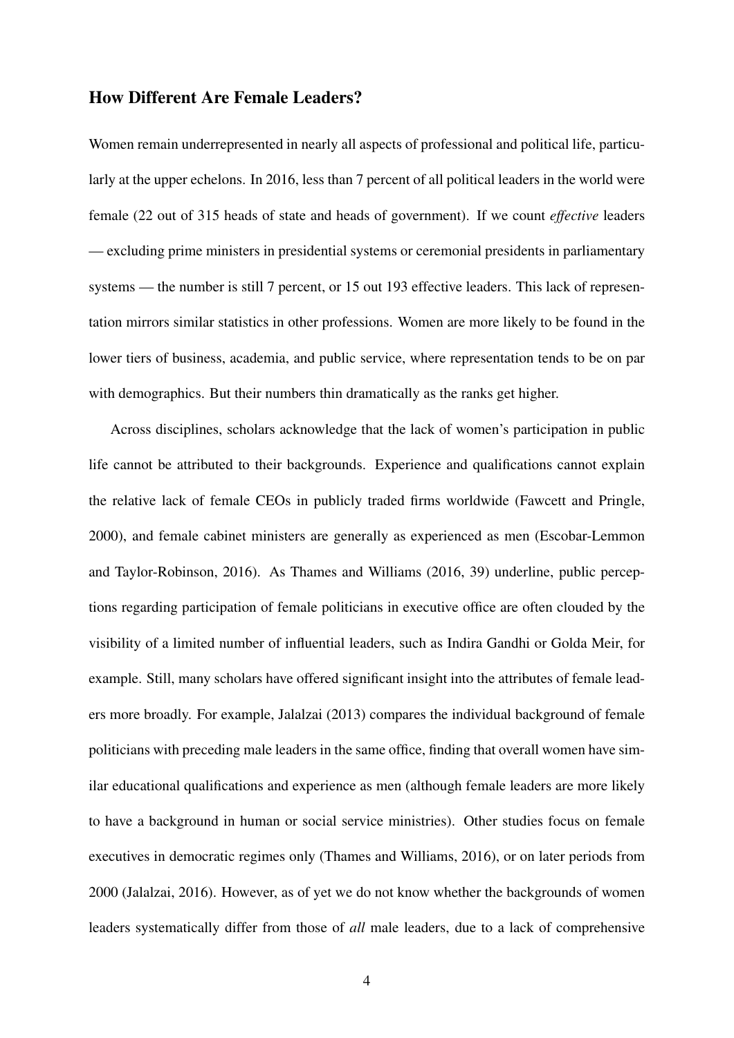## How Different Are Female Leaders?

Women remain underrepresented in nearly all aspects of professional and political life, particularly at the upper echelons. In 2016, less than 7 percent of all political leaders in the world were female (22 out of 315 heads of state and heads of government). If we count *effective* leaders — excluding prime ministers in presidential systems or ceremonial presidents in parliamentary systems — the number is still 7 percent, or 15 out 193 effective leaders. This lack of representation mirrors similar statistics in other professions. Women are more likely to be found in the lower tiers of business, academia, and public service, where representation tends to be on par with demographics. But their numbers thin dramatically as the ranks get higher.

Across disciplines, scholars acknowledge that the lack of women's participation in public life cannot be attributed to their backgrounds. Experience and qualifications cannot explain the relative lack of female CEOs in publicly traded firms worldwide (Fawcett and Pringle, 2000), and female cabinet ministers are generally as experienced as men (Escobar-Lemmon and Taylor-Robinson, 2016). As Thames and Williams (2016, 39) underline, public perceptions regarding participation of female politicians in executive office are often clouded by the visibility of a limited number of influential leaders, such as Indira Gandhi or Golda Meir, for example. Still, many scholars have offered significant insight into the attributes of female leaders more broadly. For example, Jalalzai (2013) compares the individual background of female politicians with preceding male leaders in the same office, finding that overall women have similar educational qualifications and experience as men (although female leaders are more likely to have a background in human or social service ministries). Other studies focus on female executives in democratic regimes only (Thames and Williams, 2016), or on later periods from 2000 (Jalalzai, 2016). However, as of yet we do not know whether the backgrounds of women leaders systematically differ from those of *all* male leaders, due to a lack of comprehensive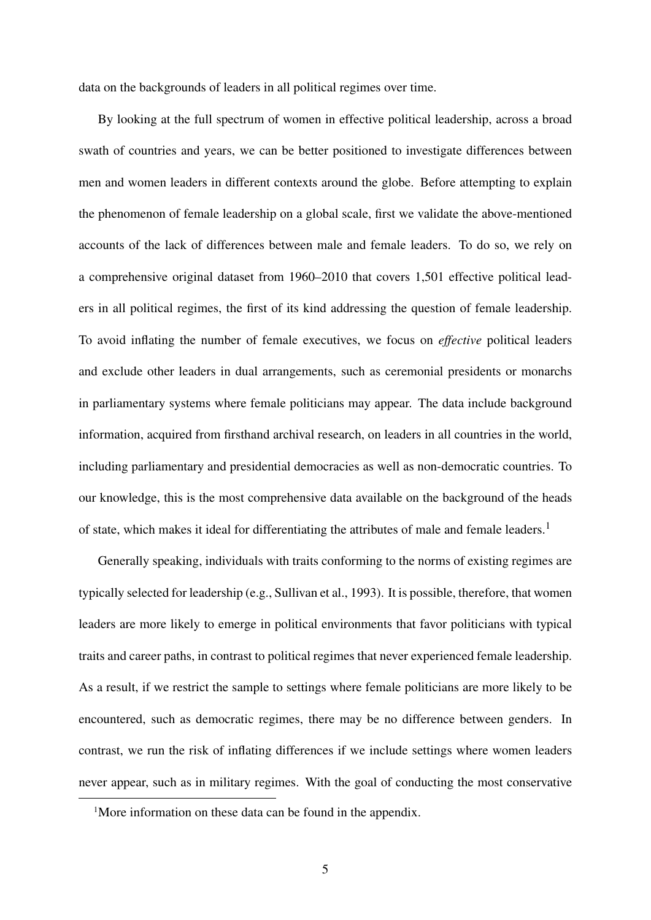data on the backgrounds of leaders in all political regimes over time.

By looking at the full spectrum of women in effective political leadership, across a broad swath of countries and years, we can be better positioned to investigate differences between men and women leaders in different contexts around the globe. Before attempting to explain the phenomenon of female leadership on a global scale, first we validate the above-mentioned accounts of the lack of differences between male and female leaders. To do so, we rely on a comprehensive original dataset from 1960–2010 that covers 1,501 effective political leaders in all political regimes, the first of its kind addressing the question of female leadership. To avoid inflating the number of female executives, we focus on *effective* political leaders and exclude other leaders in dual arrangements, such as ceremonial presidents or monarchs in parliamentary systems where female politicians may appear. The data include background information, acquired from firsthand archival research, on leaders in all countries in the world, including parliamentary and presidential democracies as well as non-democratic countries. To our knowledge, this is the most comprehensive data available on the background of the heads of state, which makes it ideal for differentiating the attributes of male and female leaders.[1]

Generally speaking, individuals with traits conforming to the norms of existing regimes are typically selected for leadership (e.g., Sullivan et al., 1993). It is possible, therefore, that women leaders are more likely to emerge in political environments that favor politicians with typical traits and career paths, in contrast to political regimes that never experienced female leadership. As a result, if we restrict the sample to settings where female politicians are more likely to be encountered, such as democratic regimes, there may be no difference between genders. In contrast, we run the risk of inflating differences if we include settings where women leaders never appear, such as in military regimes. With the goal of conducting the most conservative

[1] More information on these data can be found in the appendix.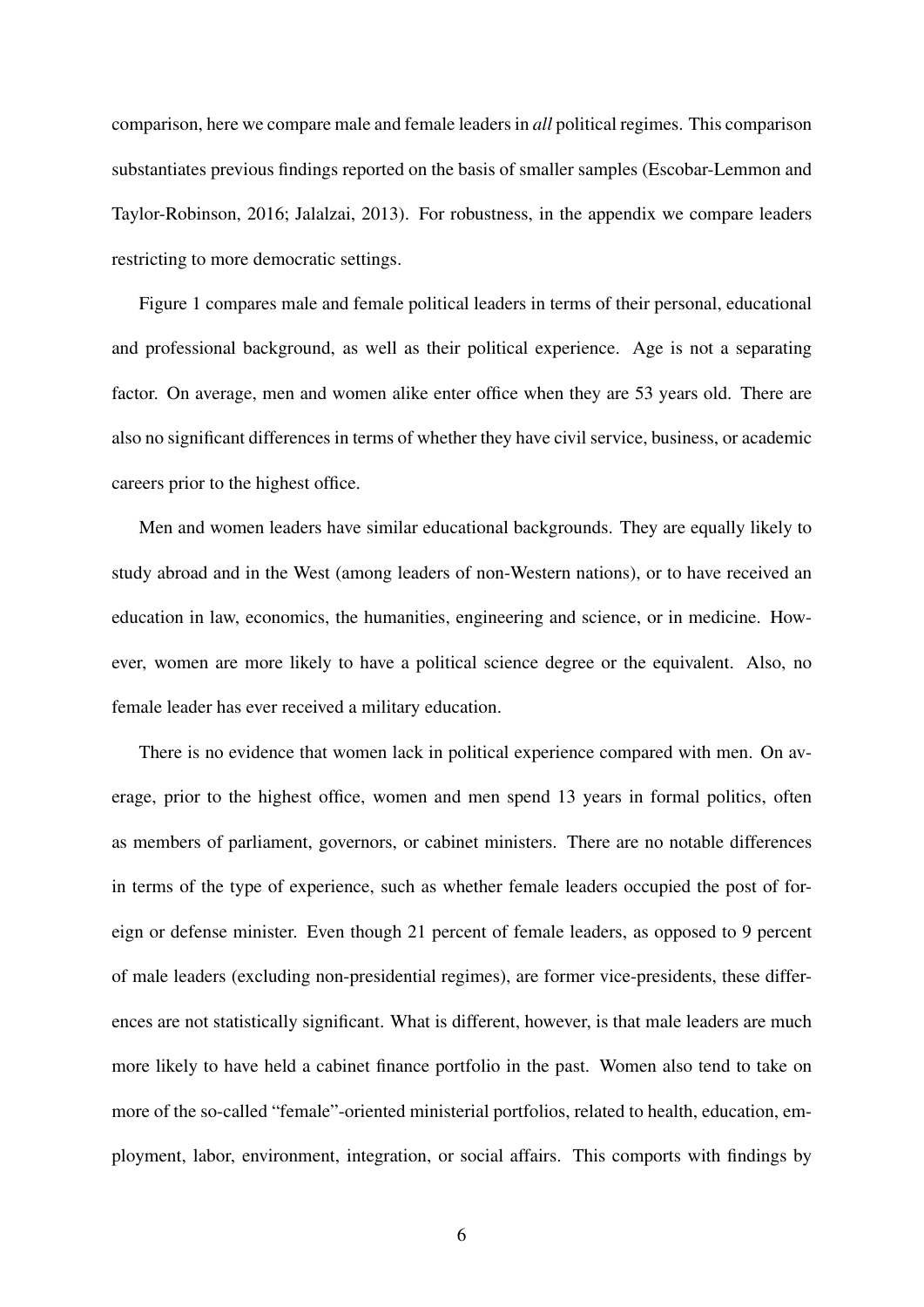comparison, here we compare male and female leaders in *all* political regimes. This comparison substantiates previous findings reported on the basis of smaller samples (Escobar-Lemmon and Taylor-Robinson, 2016; Jalalzai, 2013). For robustness, in the appendix we compare leaders restricting to more democratic settings.

Figure 1 compares male and female political leaders in terms of their personal, educational and professional background, as well as their political experience. Age is not a separating factor. On average, men and women alike enter office when they are 53 years old. There are also no significant differences in terms of whether they have civil service, business, or academic careers prior to the highest office.

Men and women leaders have similar educational backgrounds. They are equally likely to study abroad and in the West (among leaders of non-Western nations), or to have received an education in law, economics, the humanities, engineering and science, or in medicine. However, women are more likely to have a political science degree or the equivalent. Also, no female leader has ever received a military education.

There is no evidence that women lack in political experience compared with men. On average, prior to the highest office, women and men spend 13 years in formal politics, often as members of parliament, governors, or cabinet ministers. There are no notable differences in terms of the type of experience, such as whether female leaders occupied the post of foreign or defense minister. Even though 21 percent of female leaders, as opposed to 9 percent of male leaders (excluding non-presidential regimes), are former vice-presidents, these differences are not statistically significant. What is different, however, is that male leaders are much more likely to have held a cabinet finance portfolio in the past. Women also tend to take on more of the so-called "female"-oriented ministerial portfolios, related to health, education, employment, labor, environment, integration, or social affairs. This comports with findings by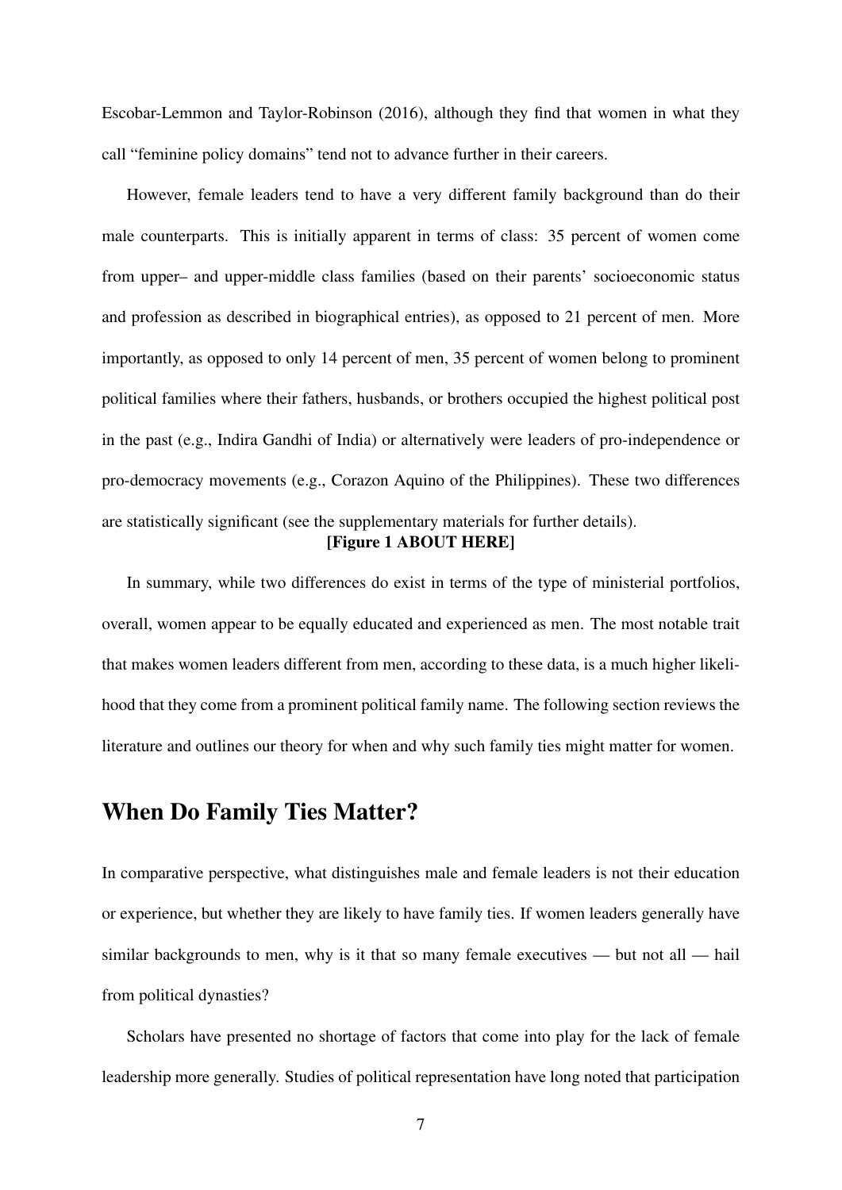Escobar-Lemmon and Taylor-Robinson (2016), although they find that women in what they call "feminine policy domains" tend not to advance further in their careers.

However, female leaders tend to have a very different family background than do their male counterparts. This is initially apparent in terms of class: 35 percent of women come from upper– and upper-middle class families (based on their parents' socioeconomic status and profession as described in biographical entries), as opposed to 21 percent of men. More importantly, as opposed to only 14 percent of men, 35 percent of women belong to prominent political families where their fathers, husbands, or brothers occupied the highest political post in the past (e.g., Indira Gandhi of India) or alternatively were leaders of pro-independence or pro-democracy movements (e.g., Corazon Aquino of the Philippines). These two differences are statistically significant (see the supplementary materials for further details).

**[Figure 1 ABOUT HERE]**

In summary, while two differences do exist in terms of the type of ministerial portfolios, overall, women appear to be equally educated and experienced as men. The most notable trait that makes women leaders different from men, according to these data, is a much higher likelihood that they come from a prominent political family name. The following section reviews the literature and outlines our theory for when and why such family ties might matter for women.

## When Do Family Ties Matter?

In comparative perspective, what distinguishes male and female leaders is not their education or experience, but whether they are likely to have family ties. If women leaders generally have similar backgrounds to men, why is it that so many female executives — but not all — hail from political dynasties?

Scholars have presented no shortage of factors that come into play for the lack of female leadership more generally. Studies of political representation have long noted that participation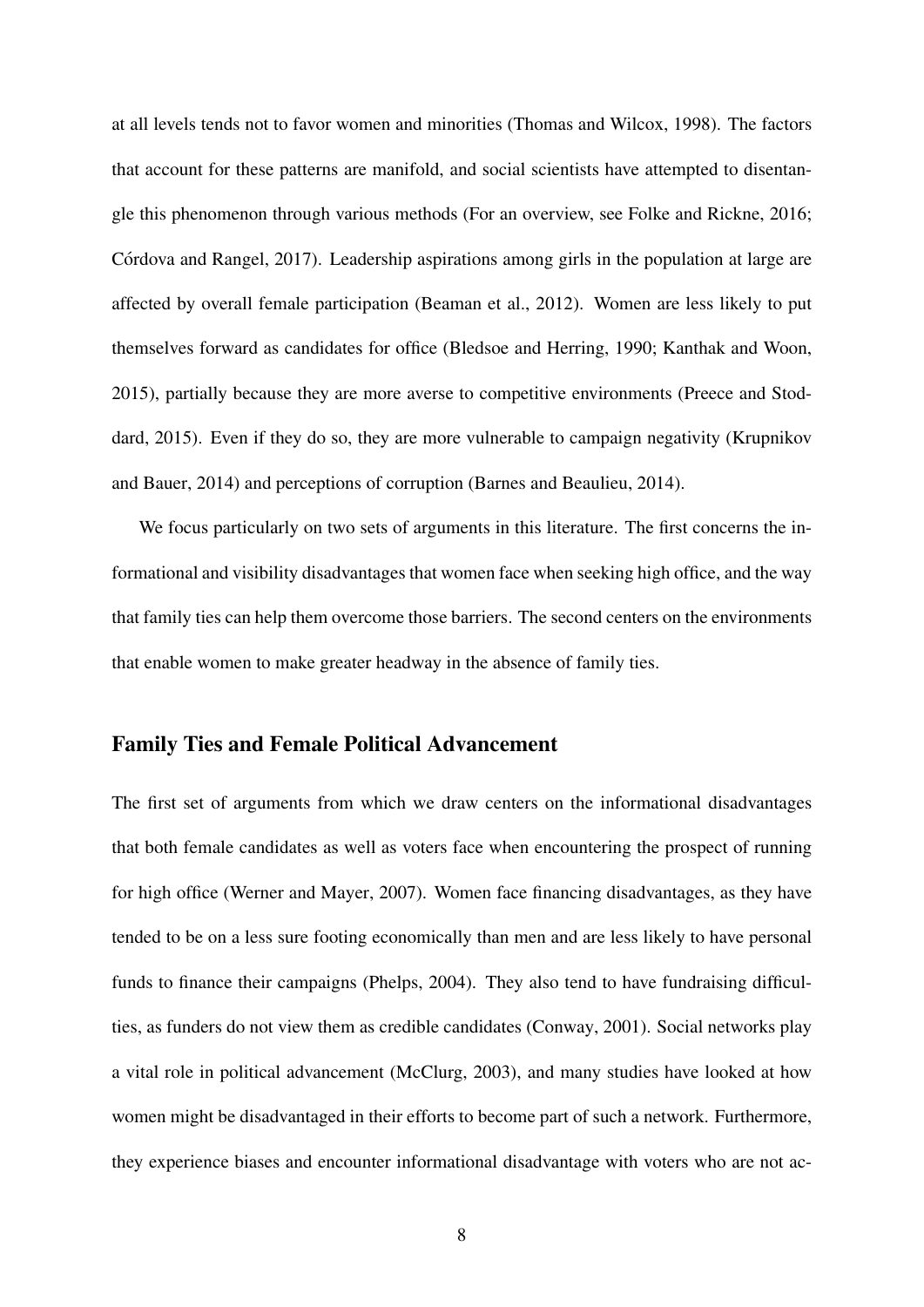at all levels tends not to favor women and minorities (Thomas and Wilcox, 1998). The factors that account for these patterns are manifold, and social scientists have attempted to disentangle this phenomenon through various methods (For an overview, see Folke and Rickne, 2016; Córdova and Rangel, 2017). Leadership aspirations among girls in the population at large are affected by overall female participation (Beaman et al., 2012). Women are less likely to put themselves forward as candidates for office (Bledsoe and Herring, 1990; Kanthak and Woon, 2015), partially because they are more averse to competitive environments (Preece and Stoddard, 2015). Even if they do so, they are more vulnerable to campaign negativity (Krupnikov and Bauer, 2014) and perceptions of corruption (Barnes and Beaulieu, 2014).

We focus particularly on two sets of arguments in this literature. The first concerns the informational and visibility disadvantages that women face when seeking high office, and the way that family ties can help them overcome those barriers. The second centers on the environments that enable women to make greater headway in the absence of family ties.

## Family Ties and Female Political Advancement

The first set of arguments from which we draw centers on the informational disadvantages that both female candidates as well as voters face when encountering the prospect of running for high office (Werner and Mayer, 2007). Women face financing disadvantages, as they have tended to be on a less sure footing economically than men and are less likely to have personal funds to finance their campaigns (Phelps, 2004). They also tend to have fundraising difficulties, as funders do not view them as credible candidates (Conway, 2001). Social networks play a vital role in political advancement (McClurg, 2003), and many studies have looked at how women might be disadvantaged in their efforts to become part of such a network. Furthermore, they experience biases and encounter informational disadvantage with voters who are not ac-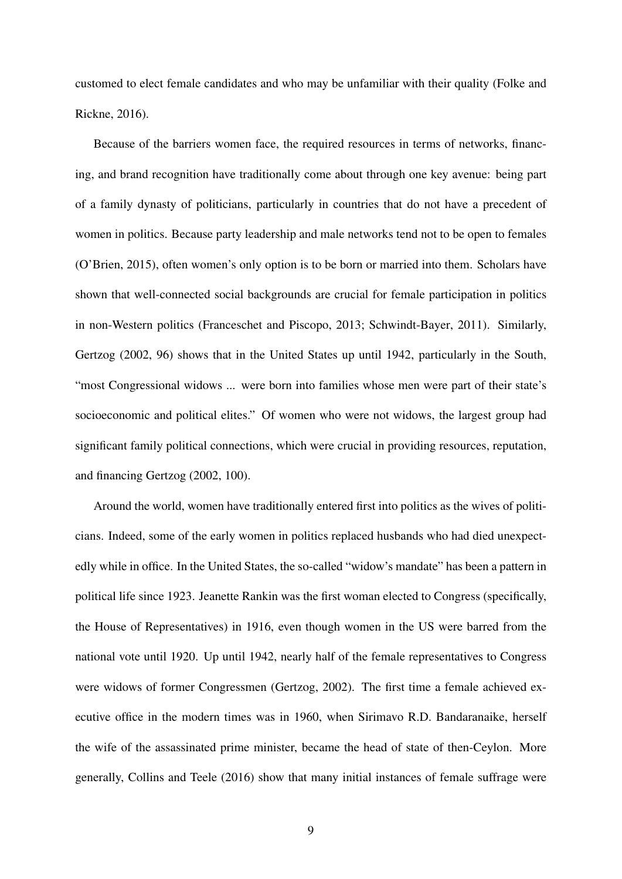customed to elect female candidates and who may be unfamiliar with their quality (Folke and Rickne, 2016).

Because of the barriers women face, the required resources in terms of networks, financing, and brand recognition have traditionally come about through one key avenue: being part of a family dynasty of politicians, particularly in countries that do not have a precedent of women in politics. Because party leadership and male networks tend not to be open to females (O'Brien, 2015), often women's only option is to be born or married into them. Scholars have shown that well-connected social backgrounds are crucial for female participation in politics in non-Western politics (Franceschet and Piscopo, 2013; Schwindt-Bayer, 2011). Similarly, Gertzog (2002, 96) shows that in the United States up until 1942, particularly in the South, "most Congressional widows ... were born into families whose men were part of their state's socioeconomic and political elites." Of women who were not widows, the largest group had significant family political connections, which were crucial in providing resources, reputation, and financing Gertzog (2002, 100).

Around the world, women have traditionally entered first into politics as the wives of politicians. Indeed, some of the early women in politics replaced husbands who had died unexpectedly while in office. In the United States, the so-called "widow's mandate" has been a pattern in political life since 1923. Jeanette Rankin was the first woman elected to Congress (specifically, the House of Representatives) in 1916, even though women in the US were barred from the national vote until 1920. Up until 1942, nearly half of the female representatives to Congress were widows of former Congressmen (Gertzog, 2002). The first time a female achieved executive office in the modern times was in 1960, when Sirimavo R.D. Bandaranaike, herself the wife of the assassinated prime minister, became the head of state of then-Ceylon. More generally, Collins and Teele (2016) show that many initial instances of female suffrage were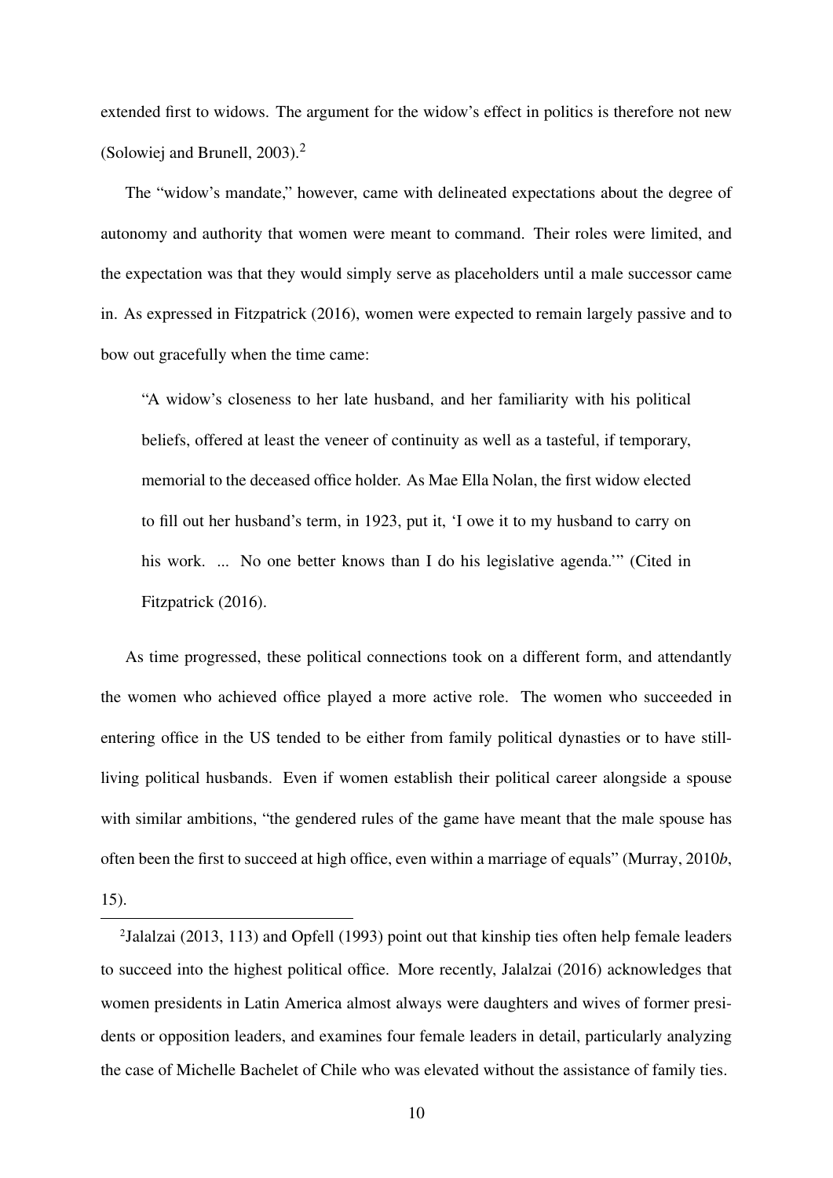extended first to widows. The argument for the widow's effect in politics is therefore not new (Solowiej and Brunell, 2003).[2]

The "widow's mandate," however, came with delineated expectations about the degree of autonomy and authority that women were meant to command. Their roles were limited, and the expectation was that they would simply serve as placeholders until a male successor came in. As expressed in Fitzpatrick (2016), women were expected to remain largely passive and to bow out gracefully when the time came:

> "A widow's closeness to her late husband, and her familiarity with his political beliefs, offered at least the veneer of continuity as well as a tasteful, if temporary, memorial to the deceased office holder. As Mae Ella Nolan, the first widow elected to fill out her husband's term, in 1923, put it, 'I owe it to my husband to carry on his work. ... No one better knows than I do his legislative agenda.'" (Cited in Fitzpatrick (2016).

As time progressed, these political connections took on a different form, and attendantly the women who achieved office played a more active role. The women who succeeded in entering office in the US tended to be either from family political dynasties or to have still-living political husbands. Even if women establish their political career alongside a spouse with similar ambitions, "the gendered rules of the game have meant that the male spouse has often been the first to succeed at high office, even within a marriage of equals" (Murray, 2010*b*, 15).

[2] Jalalzai (2013, 113) and Opfell (1993) point out that kinship ties often help female leaders to succeed into the highest political office. More recently, Jalalzai (2016) acknowledges that women presidents in Latin America almost always were daughters and wives of former presidents or opposition leaders, and examines four female leaders in detail, particularly analyzing the case of Michelle Bachelet of Chile who was elevated without the assistance of family ties.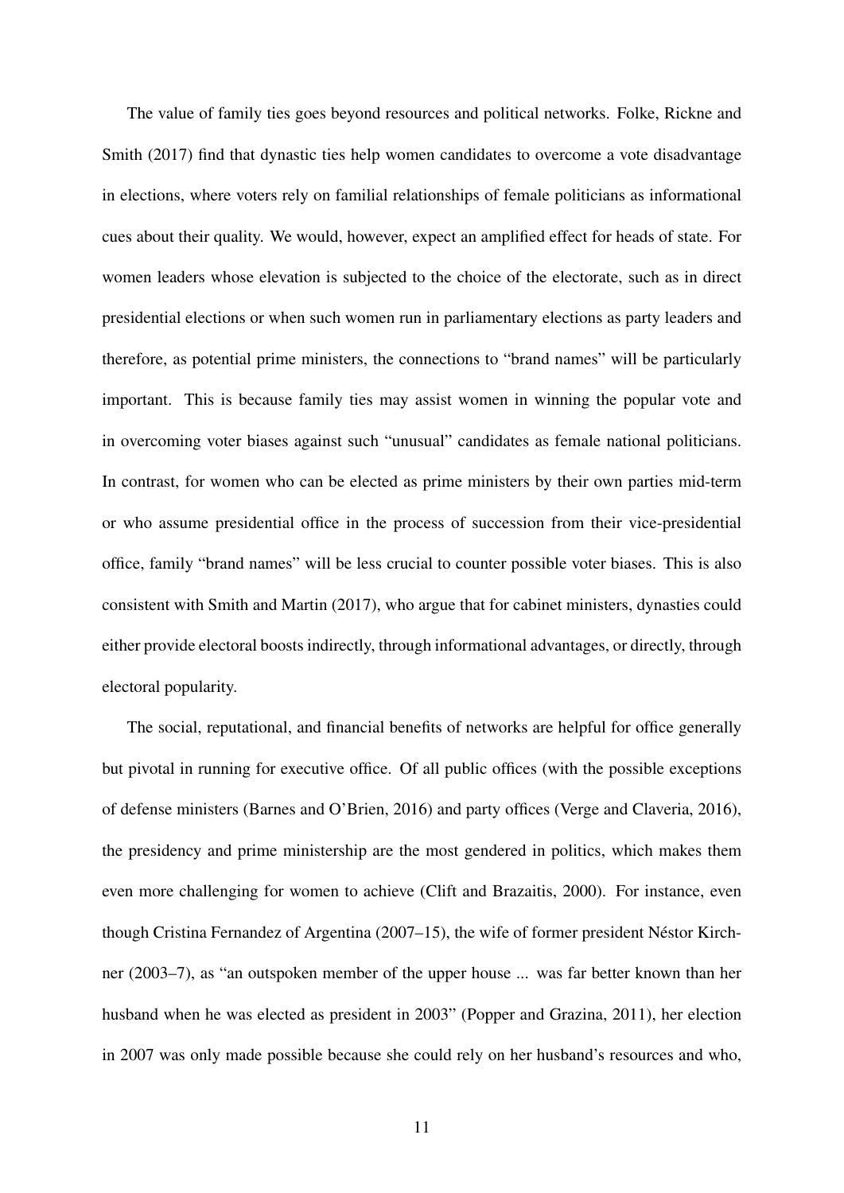The value of family ties goes beyond resources and political networks. Folke, Rickne and Smith (2017) find that dynastic ties help women candidates to overcome a vote disadvantage in elections, where voters rely on familial relationships of female politicians as informational cues about their quality. We would, however, expect an amplified effect for heads of state. For women leaders whose elevation is subjected to the choice of the electorate, such as in direct presidential elections or when such women run in parliamentary elections as party leaders and therefore, as potential prime ministers, the connections to "brand names" will be particularly important. This is because family ties may assist women in winning the popular vote and in overcoming voter biases against such "unusual" candidates as female national politicians. In contrast, for women who can be elected as prime ministers by their own parties mid-term or who assume presidential office in the process of succession from their vice-presidential office, family "brand names" will be less crucial to counter possible voter biases. This is also consistent with Smith and Martin (2017), who argue that for cabinet ministers, dynasties could either provide electoral boosts indirectly, through informational advantages, or directly, through electoral popularity.

The social, reputational, and financial benefits of networks are helpful for office generally but pivotal in running for executive office. Of all public offices (with the possible exceptions of defense ministers (Barnes and O'Brien, 2016) and party offices (Verge and Claveria, 2016), the presidency and prime ministership are the most gendered in politics, which makes them even more challenging for women to achieve (Clift and Brazaitis, 2000). For instance, even though Cristina Fernandez of Argentina (2007–15), the wife of former president Néstor Kirchner (2003–7), as "an outspoken member of the upper house ... was far better known than her husband when he was elected as president in 2003" (Popper and Grazina, 2011), her election in 2007 was only made possible because she could rely on her husband's resources and who,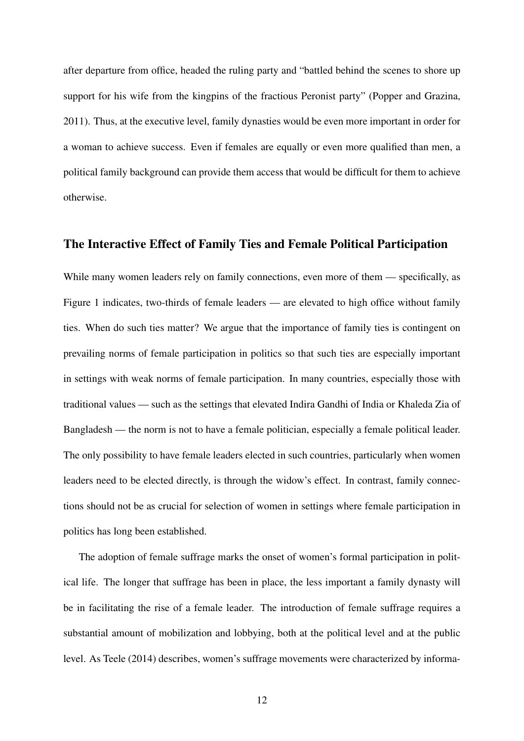after departure from office, headed the ruling party and "battled behind the scenes to shore up support for his wife from the kingpins of the fractious Peronist party" (Popper and Grazina, 2011). Thus, at the executive level, family dynasties would be even more important in order for a woman to achieve success. Even if females are equally or even more qualified than men, a political family background can provide them access that would be difficult for them to achieve otherwise.

## The Interactive Effect of Family Ties and Female Political Participation

While many women leaders rely on family connections, even more of them — specifically, as Figure 1 indicates, two-thirds of female leaders — are elevated to high office without family ties. When do such ties matter? We argue that the importance of family ties is contingent on prevailing norms of female participation in politics so that such ties are especially important in settings with weak norms of female participation. In many countries, especially those with traditional values — such as the settings that elevated Indira Gandhi of India or Khaleda Zia of Bangladesh — the norm is not to have a female politician, especially a female political leader. The only possibility to have female leaders elected in such countries, particularly when women leaders need to be elected directly, is through the widow's effect. In contrast, family connections should not be as crucial for selection of women in settings where female participation in politics has long been established.

The adoption of female suffrage marks the onset of women's formal participation in political life. The longer that suffrage has been in place, the less important a family dynasty will be in facilitating the rise of a female leader. The introduction of female suffrage requires a substantial amount of mobilization and lobbying, both at the political level and at the public level. As Teele (2014) describes, women's suffrage movements were characterized by informa-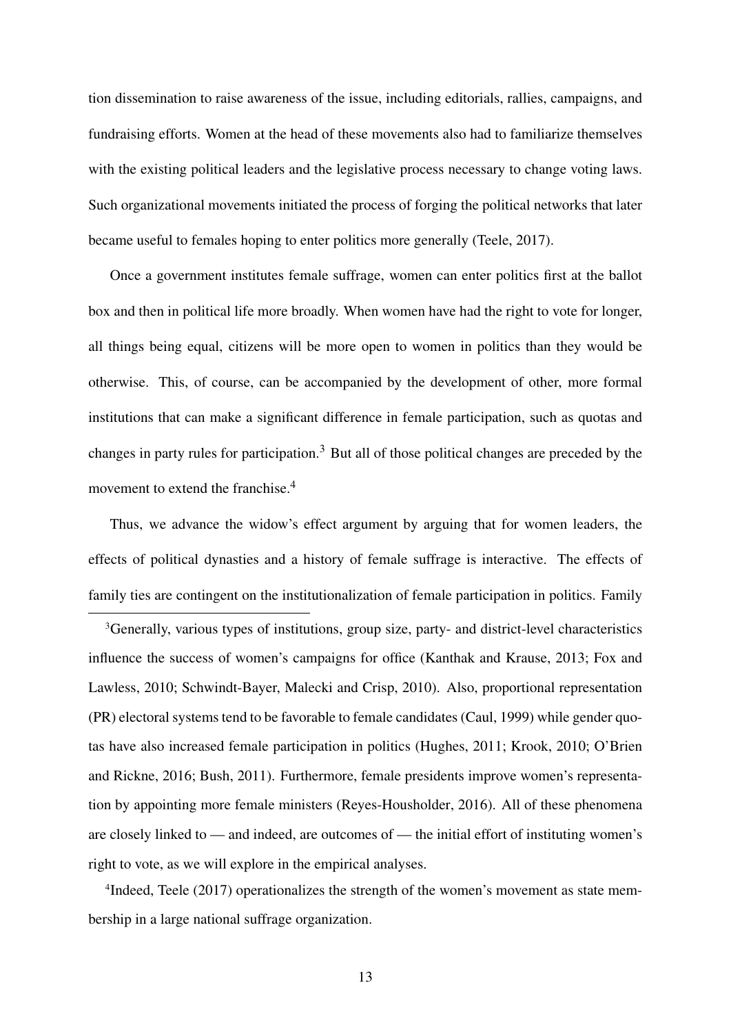tion dissemination to raise awareness of the issue, including editorials, rallies, campaigns, and fundraising efforts. Women at the head of these movements also had to familiarize themselves with the existing political leaders and the legislative process necessary to change voting laws. Such organizational movements initiated the process of forging the political networks that later became useful to females hoping to enter politics more generally (Teele, 2017).

Once a government institutes female suffrage, women can enter politics first at the ballot box and then in political life more broadly. When women have had the right to vote for longer, all things being equal, citizens will be more open to women in politics than they would be otherwise. This, of course, can be accompanied by the development of other, more formal institutions that can make a significant difference in female participation, such as quotas and changes in party rules for participation.[3] But all of those political changes are preceded by the movement to extend the franchise.[4]

Thus, we advance the widow's effect argument by arguing that for women leaders, the effects of political dynasties and a history of female suffrage is interactive. The effects of family ties are contingent on the institutionalization of female participation in politics. Family

[3]Generally, various types of institutions, group size, party- and district-level characteristics influence the success of women's campaigns for office (Kanthak and Krause, 2013; Fox and Lawless, 2010; Schwindt-Bayer, Malecki and Crisp, 2010). Also, proportional representation (PR) electoral systems tend to be favorable to female candidates (Caul, 1999) while gender quotas have also increased female participation in politics (Hughes, 2011; Krook, 2010; O'Brien and Rickne, 2016; Bush, 2011). Furthermore, female presidents improve women's representation by appointing more female ministers (Reyes-Housholder, 2016). All of these phenomena are closely linked to — and indeed, are outcomes of — the initial effort of instituting women's right to vote, as we will explore in the empirical analyses.

[4]Indeed, Teele (2017) operationalizes the strength of the women's movement as state membership in a large national suffrage organization.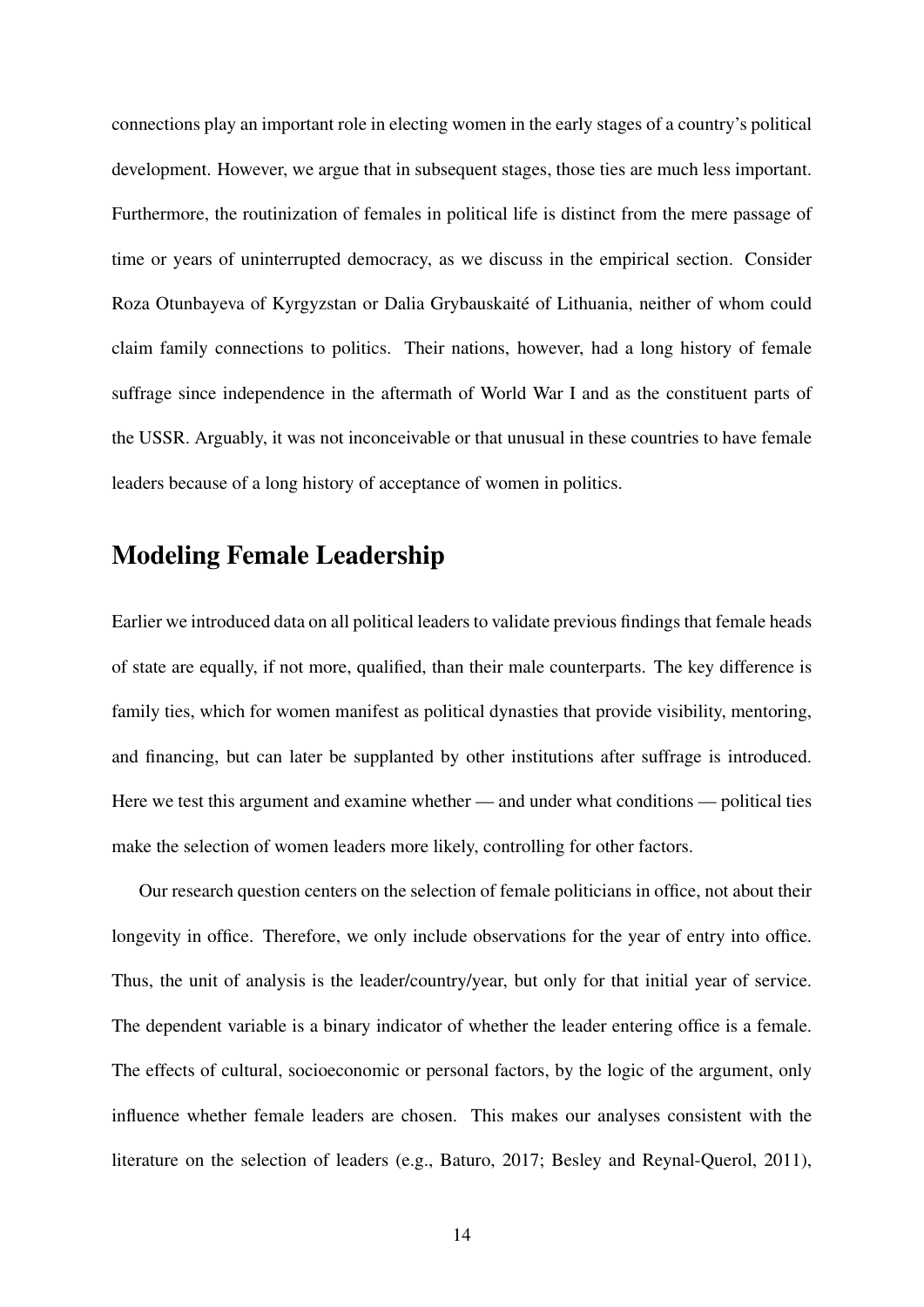connections play an important role in electing women in the early stages of a country's political development. However, we argue that in subsequent stages, those ties are much less important. Furthermore, the routinization of females in political life is distinct from the mere passage of time or years of uninterrupted democracy, as we discuss in the empirical section. Consider Roza Otunbayeva of Kyrgyzstan or Dalia Grybauskaitė of Lithuania, neither of whom could claim family connections to politics. Their nations, however, had a long history of female suffrage since independence in the aftermath of World War I and as the constituent parts of the USSR. Arguably, it was not inconceivable or that unusual in these countries to have female leaders because of a long history of acceptance of women in politics.

## Modeling Female Leadership

Earlier we introduced data on all political leaders to validate previous findings that female heads of state are equally, if not more, qualified, than their male counterparts. The key difference is family ties, which for women manifest as political dynasties that provide visibility, mentoring, and financing, but can later be supplanted by other institutions after suffrage is introduced. Here we test this argument and examine whether — and under what conditions — political ties make the selection of women leaders more likely, controlling for other factors.

Our research question centers on the selection of female politicians in office, not about their longevity in office. Therefore, we only include observations for the year of entry into office. Thus, the unit of analysis is the leader/country/year, but only for that initial year of service. The dependent variable is a binary indicator of whether the leader entering office is a female. The effects of cultural, socioeconomic or personal factors, by the logic of the argument, only influence whether female leaders are chosen. This makes our analyses consistent with the literature on the selection of leaders (e.g., Baturo, 2017; Besley and Reynal-Querol, 2011),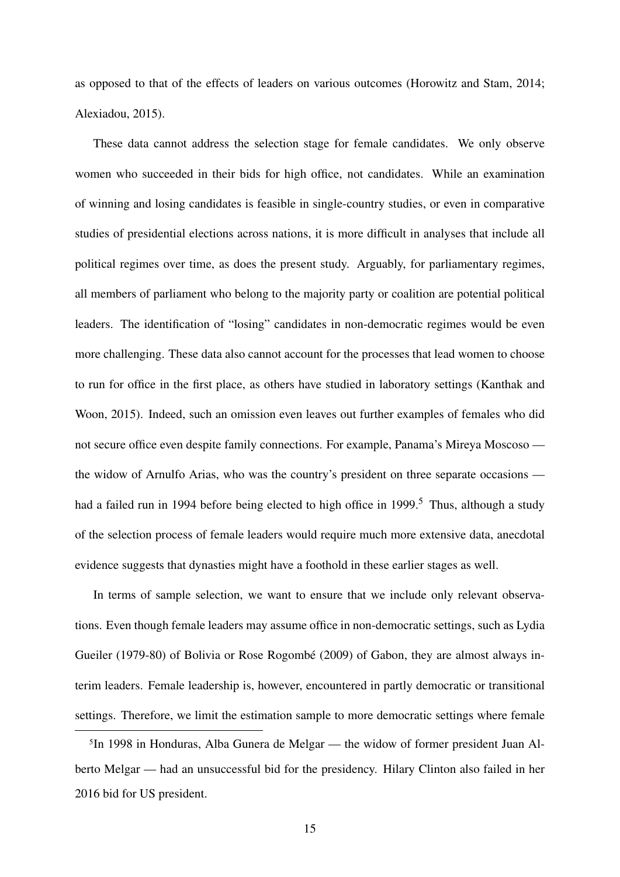as opposed to that of the effects of leaders on various outcomes (Horowitz and Stam, 2014; Alexiadou, 2015).

These data cannot address the selection stage for female candidates. We only observe women who succeeded in their bids for high office, not candidates. While an examination of winning and losing candidates is feasible in single-country studies, or even in comparative studies of presidential elections across nations, it is more difficult in analyses that include all political regimes over time, as does the present study. Arguably, for parliamentary regimes, all members of parliament who belong to the majority party or coalition are potential political leaders. The identification of "losing" candidates in non-democratic regimes would be even more challenging. These data also cannot account for the processes that lead women to choose to run for office in the first place, as others have studied in laboratory settings (Kanthak and Woon, 2015). Indeed, such an omission even leaves out further examples of females who did not secure office even despite family connections. For example, Panama's Mireya Moscoso — the widow of Arnulfo Arias, who was the country's president on three separate occasions — had a failed run in 1994 before being elected to high office in 1999.[5] Thus, although a study of the selection process of female leaders would require much more extensive data, anecdotal evidence suggests that dynasties might have a foothold in these earlier stages as well.

In terms of sample selection, we want to ensure that we include only relevant observations. Even though female leaders may assume office in non-democratic settings, such as Lydia Gueiler (1979-80) of Bolivia or Rose Rogombé (2009) of Gabon, they are almost always interim leaders. Female leadership is, however, encountered in partly democratic or transitional settings. Therefore, we limit the estimation sample to more democratic settings where female

[5]In 1998 in Honduras, Alba Gunera de Melgar — the widow of former president Juan Alberto Melgar — had an unsuccessful bid for the presidency. Hilary Clinton also failed in her 2016 bid for US president.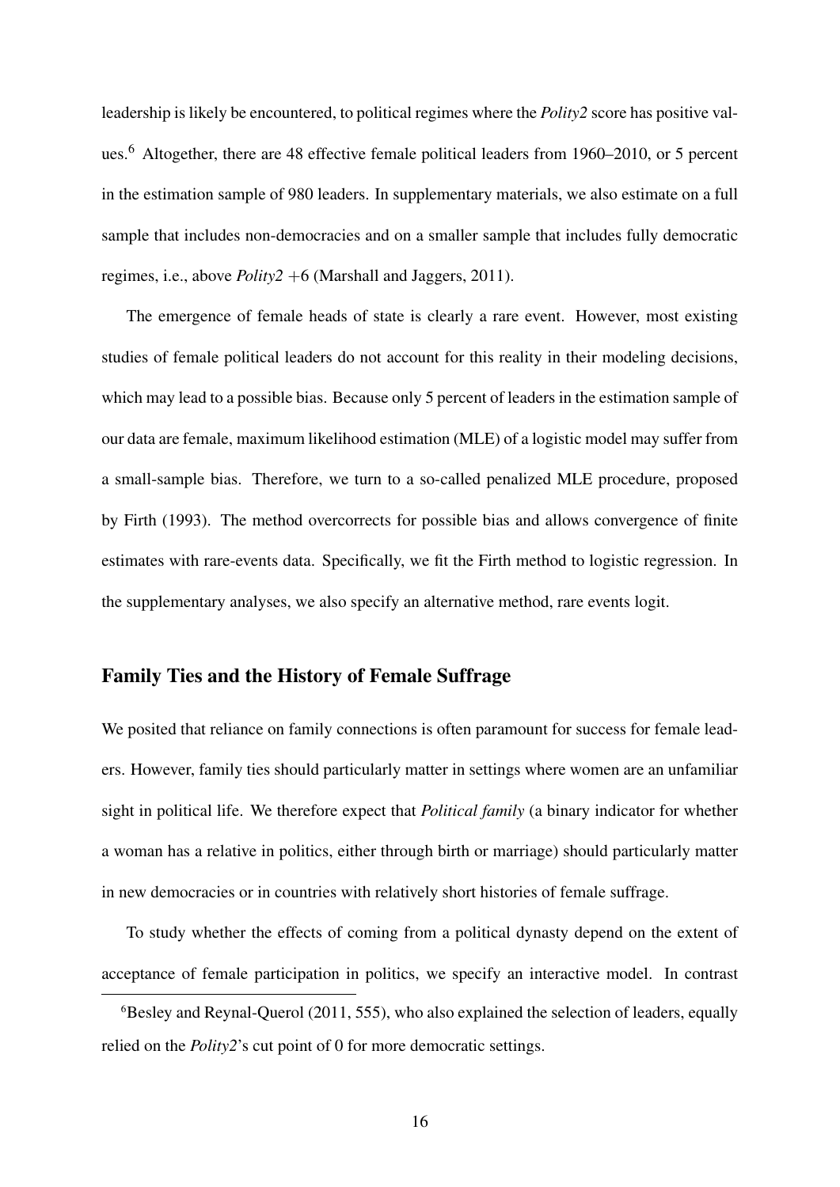leadership is likely be encountered, to political regimes where the *Polity2* score has positive values.[6] Altogether, there are 48 effective female political leaders from 1960–2010, or 5 percent in the estimation sample of 980 leaders. In supplementary materials, we also estimate on a full sample that includes non-democracies and on a smaller sample that includes fully democratic regimes, i.e., above *Polity2* $+6$ (Marshall and Jaggers, 2011).

The emergence of female heads of state is clearly a rare event. However, most existing studies of female political leaders do not account for this reality in their modeling decisions, which may lead to a possible bias. Because only 5 percent of leaders in the estimation sample of our data are female, maximum likelihood estimation (MLE) of a logistic model may suffer from a small-sample bias. Therefore, we turn to a so-called penalized MLE procedure, proposed by Firth (1993). The method overcorrects for possible bias and allows convergence of finite estimates with rare-events data. Specifically, we fit the Firth method to logistic regression. In the supplementary analyses, we also specify an alternative method, rare events logit.

## Family Ties and the History of Female Suffrage

We posited that reliance on family connections is often paramount for success for female leaders. However, family ties should particularly matter in settings where women are an unfamiliar sight in political life. We therefore expect that *Political family* (a binary indicator for whether a woman has a relative in politics, either through birth or marriage) should particularly matter in new democracies or in countries with relatively short histories of female suffrage.

To study whether the effects of coming from a political dynasty depend on the extent of acceptance of female participation in politics, we specify an interactive model. In contrast

[6] Besley and Reynal-Querol (2011, 555), who also explained the selection of leaders, equally relied on the *Polity2*'s cut point of 0 for more democratic settings.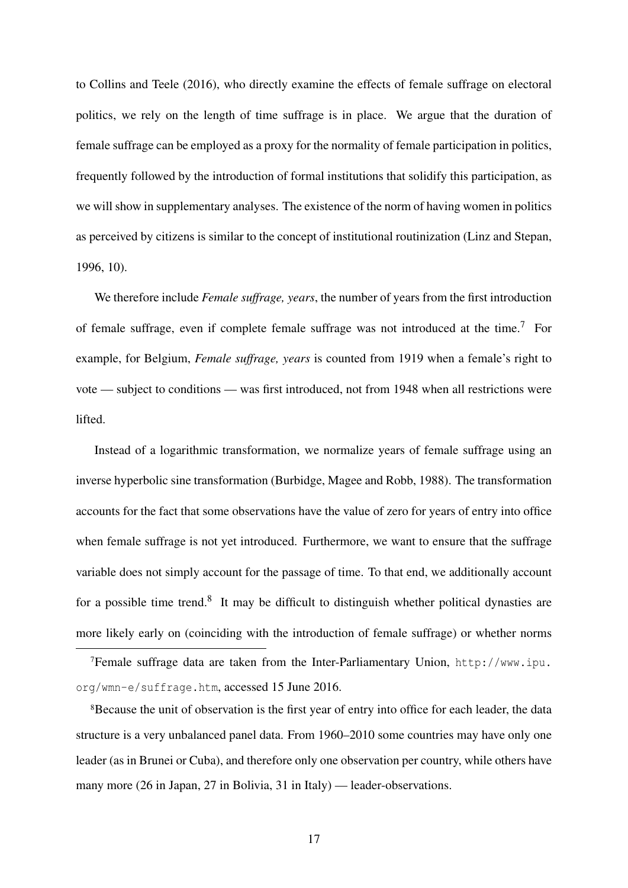to Collins and Teele (2016), who directly examine the effects of female suffrage on electoral politics, we rely on the length of time suffrage is in place. We argue that the duration of female suffrage can be employed as a proxy for the normality of female participation in politics, frequently followed by the introduction of formal institutions that solidify this participation, as we will show in supplementary analyses. The existence of the norm of having women in politics as perceived by citizens is similar to the concept of institutional routinization (Linz and Stepan, 1996, 10).

We therefore include *Female suffrage, years*, the number of years from the first introduction of female suffrage, even if complete female suffrage was not introduced at the time.[7] For example, for Belgium, *Female suffrage, years* is counted from 1919 when a female's right to vote — subject to conditions — was first introduced, not from 1948 when all restrictions were lifted.

Instead of a logarithmic transformation, we normalize years of female suffrage using an inverse hyperbolic sine transformation (Burbidge, Magee and Robb, 1988). The transformation accounts for the fact that some observations have the value of zero for years of entry into office when female suffrage is not yet introduced. Furthermore, we want to ensure that the suffrage variable does not simply account for the passage of time. To that end, we additionally account for a possible time trend.[8] It may be difficult to distinguish whether political dynasties are more likely early on (coinciding with the introduction of female suffrage) or whether norms

[7]Female suffrage data are taken from the Inter-Parliamentary Union, http://www.ipu.org/wmn-e/suffrage.htm, accessed 15 June 2016.

[8]Because the unit of observation is the first year of entry into office for each leader, the data structure is a very unbalanced panel data. From 1960–2010 some countries may have only one leader (as in Brunei or Cuba), and therefore only one observation per country, while others have many more (26 in Japan, 27 in Bolivia, 31 in Italy) — leader-observations.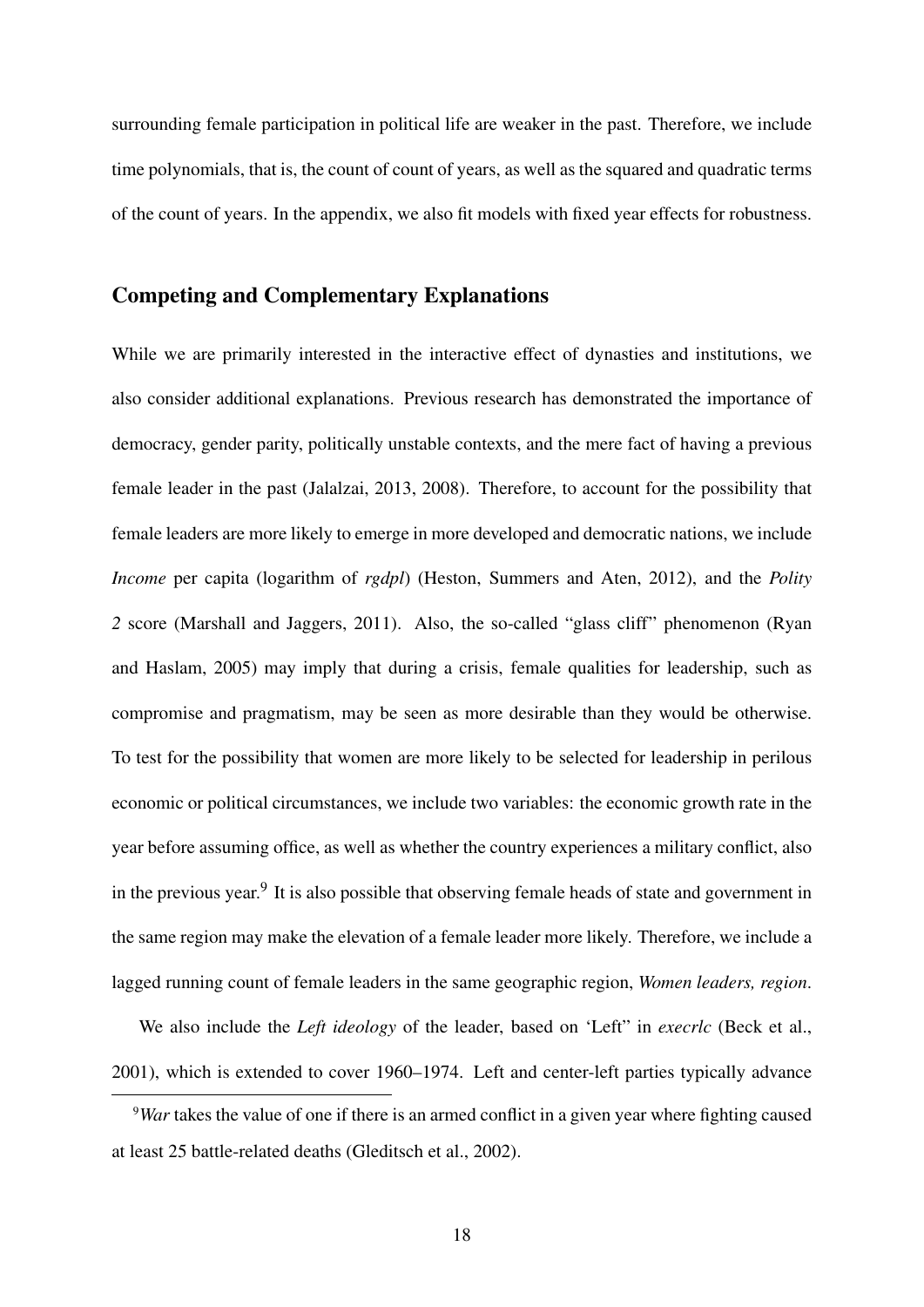surrounding female participation in political life are weaker in the past. Therefore, we include time polynomials, that is, the count of count of years, as well as the squared and quadratic terms of the count of years. In the appendix, we also fit models with fixed year effects for robustness.

## Competing and Complementary Explanations

While we are primarily interested in the interactive effect of dynasties and institutions, we also consider additional explanations. Previous research has demonstrated the importance of democracy, gender parity, politically unstable contexts, and the mere fact of having a previous female leader in the past (Jalalzai, 2013, 2008). Therefore, to account for the possibility that female leaders are more likely to emerge in more developed and democratic nations, we include *Income* per capita (logarithm of *rgdpl*) (Heston, Summers and Aten, 2012), and the *Polity 2* score (Marshall and Jaggers, 2011). Also, the so-called "glass cliff" phenomenon (Ryan and Haslam, 2005) may imply that during a crisis, female qualities for leadership, such as compromise and pragmatism, may be seen as more desirable than they would be otherwise. To test for the possibility that women are more likely to be selected for leadership in perilous economic or political circumstances, we include two variables: the economic growth rate in the year before assuming office, as well as whether the country experiences a military conflict, also in the previous year.[9] It is also possible that observing female heads of state and government in the same region may make the elevation of a female leader more likely. Therefore, we include a lagged running count of female leaders in the same geographic region, *Women leaders, region*.

We also include the *Left ideology* of the leader, based on 'Left' in *execrlc* (Beck et al., 2001), which is extended to cover 1960–1974. Left and center-left parties typically advance

[9]*War* takes the value of one if there is an armed conflict in a given year where fighting caused at least 25 battle-related deaths (Gleditsch et al., 2002).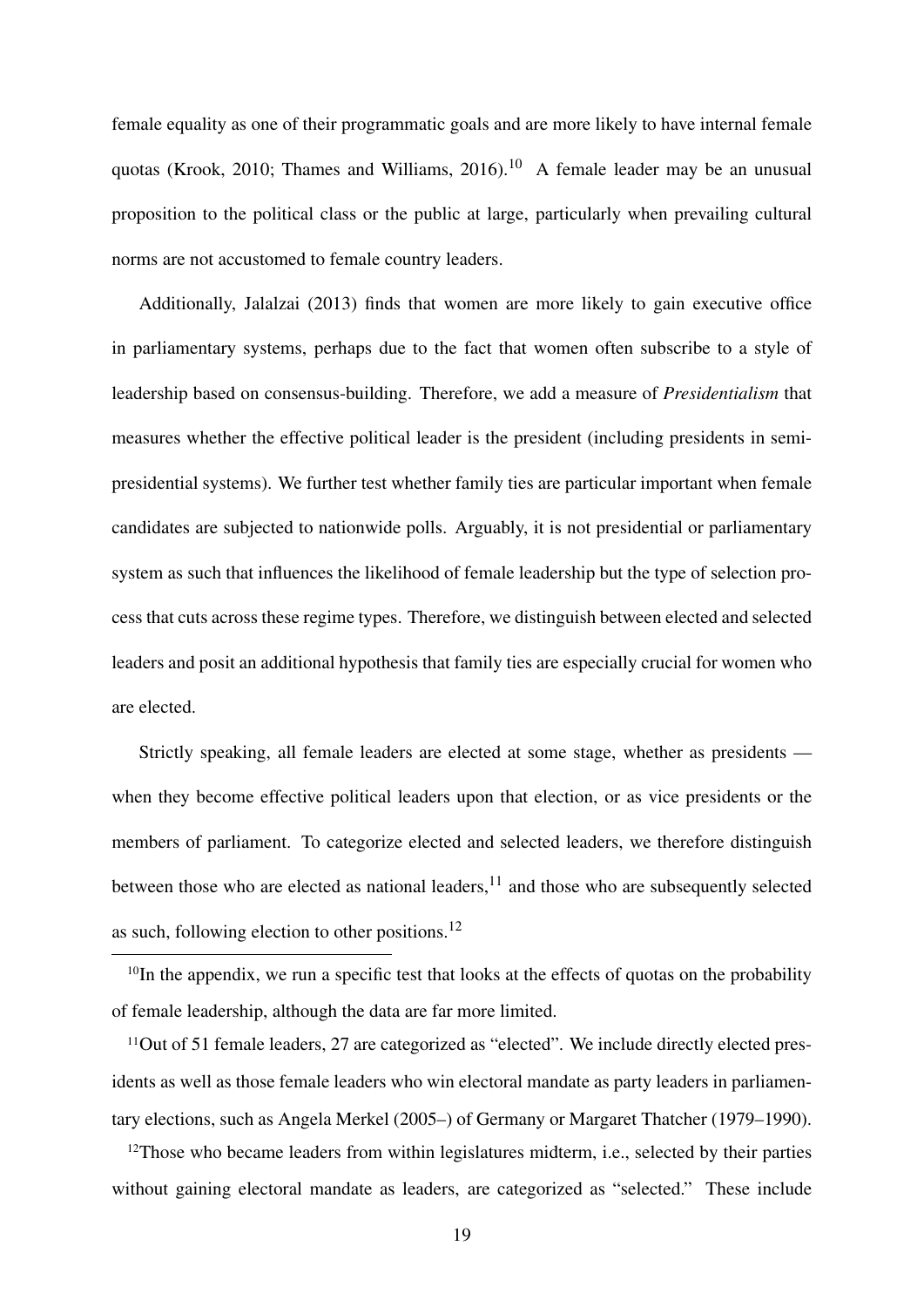female equality as one of their programmatic goals and are more likely to have internal female quotas (Krook, 2010; Thames and Williams, 2016).[10] A female leader may be an unusual proposition to the political class or the public at large, particularly when prevailing cultural norms are not accustomed to female country leaders.

Additionally, Jalalzai (2013) finds that women are more likely to gain executive office in parliamentary systems, perhaps due to the fact that women often subscribe to a style of leadership based on consensus-building. Therefore, we add a measure of *Presidentialism* that measures whether the effective political leader is the president (including presidents in semi-presidential systems). We further test whether family ties are particular important when female candidates are subjected to nationwide polls. Arguably, it is not presidential or parliamentary system as such that influences the likelihood of female leadership but the type of selection process that cuts across these regime types. Therefore, we distinguish between elected and selected leaders and posit an additional hypothesis that family ties are especially crucial for women who are elected.

Strictly speaking, all female leaders are elected at some stage, whether as presidents — when they become effective political leaders upon that election, or as vice presidents or the members of parliament. To categorize elected and selected leaders, we therefore distinguish between those who are elected as national leaders,[11] and those who are subsequently selected as such, following election to other positions.[12]

---

[10] In the appendix, we run a specific test that looks at the effects of quotas on the probability of female leadership, although the data are far more limited.

[11] Out of 51 female leaders, 27 are categorized as "elected". We include directly elected presidents as well as those female leaders who win electoral mandate as party leaders in parliamentary elections, such as Angela Merkel (2005–) of Germany or Margaret Thatcher (1979–1990).

[12] Those who became leaders from within legislatures midterm, i.e., selected by their parties without gaining electoral mandate as leaders, are categorized as "selected." These include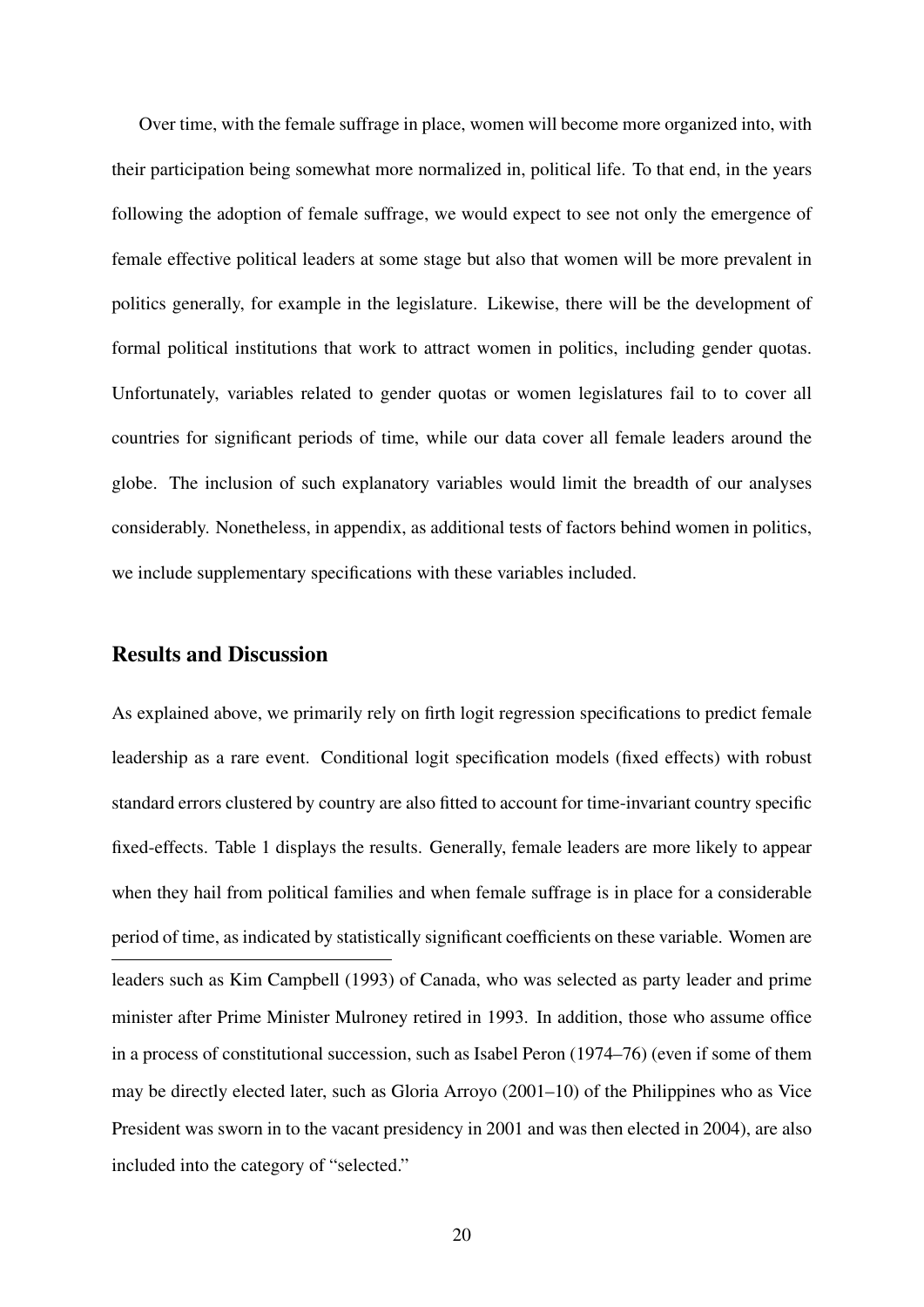Over time, with the female suffrage in place, women will become more organized into, with their participation being somewhat more normalized in, political life. To that end, in the years following the adoption of female suffrage, we would expect to see not only the emergence of female effective political leaders at some stage but also that women will be more prevalent in politics generally, for example in the legislature. Likewise, there will be the development of formal political institutions that work to attract women in politics, including gender quotas. Unfortunately, variables related to gender quotas or women legislatures fail to to cover all countries for significant periods of time, while our data cover all female leaders around the globe. The inclusion of such explanatory variables would limit the breadth of our analyses considerably. Nonetheless, in appendix, as additional tests of factors behind women in politics, we include supplementary specifications with these variables included.

## Results and Discussion

As explained above, we primarily rely on firth logit regression specifications to predict female leadership as a rare event. Conditional logit specification models (fixed effects) with robust standard errors clustered by country are also fitted to account for time-invariant country specific fixed-effects. Table 1 displays the results. Generally, female leaders are more likely to appear when they hail from political families and when female suffrage is in place for a considerable period of time, as indicated by statistically significant coefficients on these variable. Women are

leaders such as Kim Campbell (1993) of Canada, who was selected as party leader and prime minister after Prime Minister Mulroney retired in 1993. In addition, those who assume office in a process of constitutional succession, such as Isabel Peron (1974–76) (even if some of them may be directly elected later, such as Gloria Arroyo (2001–10) of the Philippines who as Vice President was sworn in to the vacant presidency in 2001 and was then elected in 2004), are also included into the category of "selected."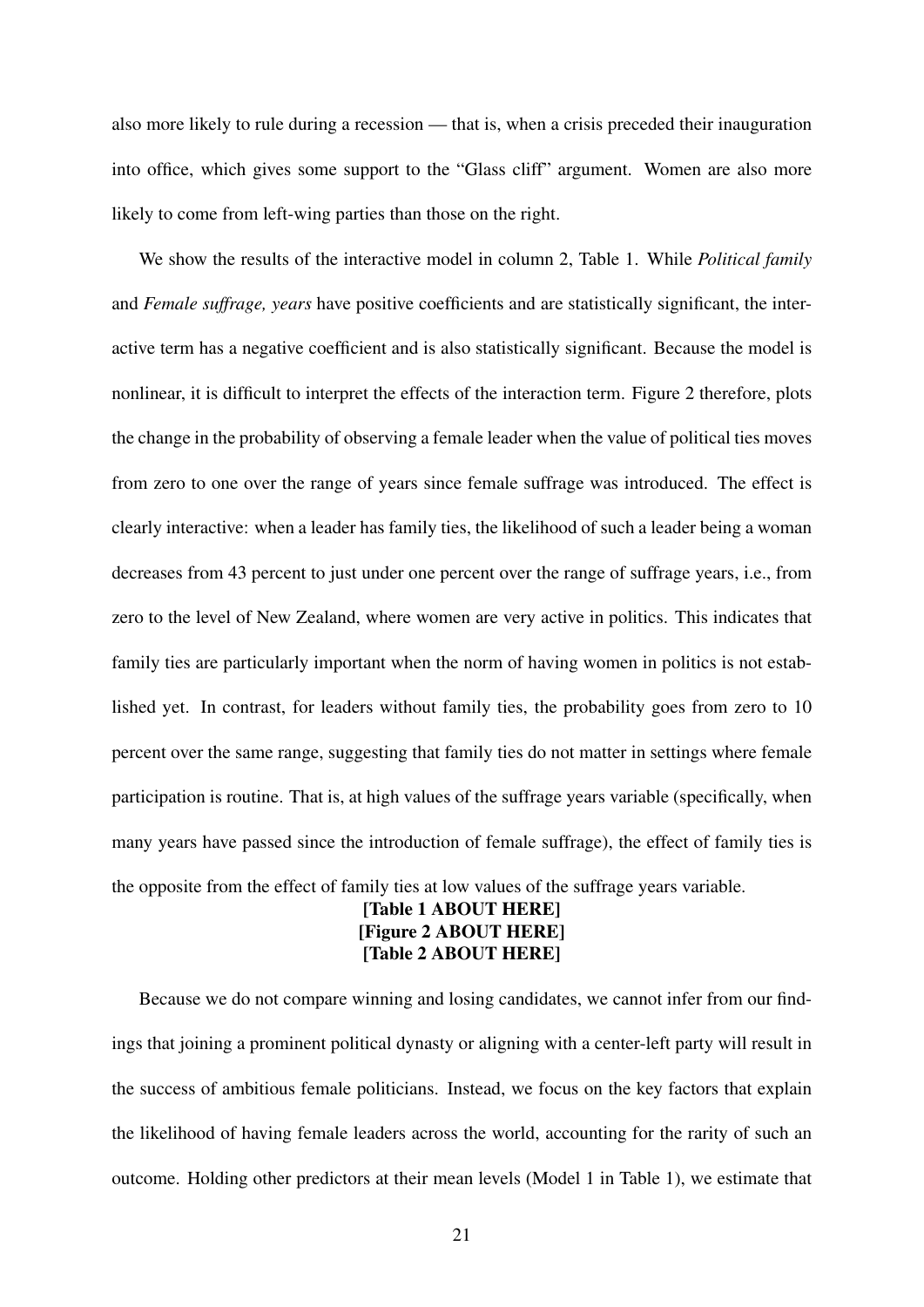also more likely to rule during a recession — that is, when a crisis preceded their inauguration into office, which gives some support to the "Glass cliff" argument. Women are also more likely to come from left-wing parties than those on the right.

We show the results of the interactive model in column 2, Table 1. While *Political family* and *Female suffrage, years* have positive coefficients and are statistically significant, the interactive term has a negative coefficient and is also statistically significant. Because the model is nonlinear, it is difficult to interpret the effects of the interaction term. Figure 2 therefore, plots the change in the probability of observing a female leader when the value of political ties moves from zero to one over the range of years since female suffrage was introduced. The effect is clearly interactive: when a leader has family ties, the likelihood of such a leader being a woman decreases from 43 percent to just under one percent over the range of suffrage years, i.e., from zero to the level of New Zealand, where women are very active in politics. This indicates that family ties are particularly important when the norm of having women in politics is not established yet. In contrast, for leaders without family ties, the probability goes from zero to 10 percent over the same range, suggesting that family ties do not matter in settings where female participation is routine. That is, at high values of the suffrage years variable (specifically, when many years have passed since the introduction of female suffrage), the effect of family ties is the opposite from the effect of family ties at low values of the suffrage years variable.

**[Table 1 ABOUT HERE]**
**[Figure 2 ABOUT HERE]**
**[Table 2 ABOUT HERE]**

Because we do not compare winning and losing candidates, we cannot infer from our findings that joining a prominent political dynasty or aligning with a center-left party will result in the success of ambitious female politicians. Instead, we focus on the key factors that explain the likelihood of having female leaders across the world, accounting for the rarity of such an outcome. Holding other predictors at their mean levels (Model 1 in Table 1), we estimate that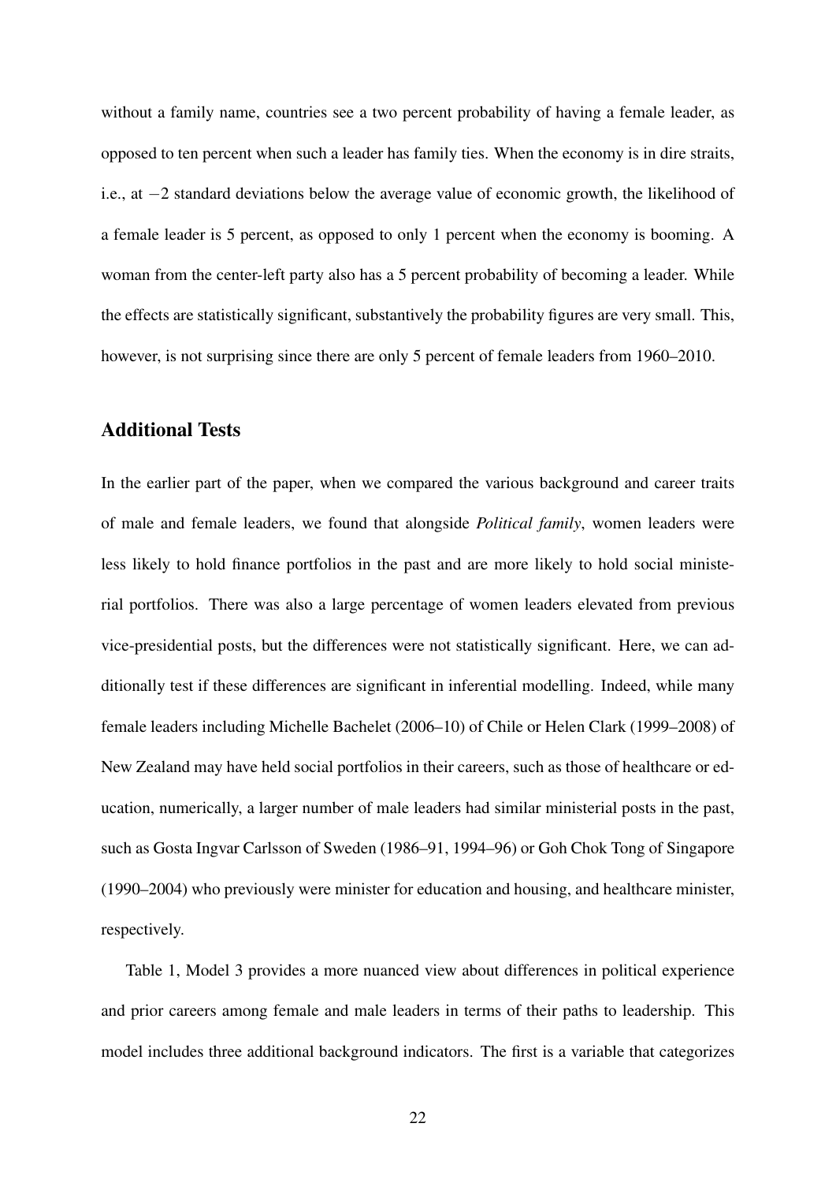without a family name, countries see a two percent probability of having a female leader, as opposed to ten percent when such a leader has family ties. When the economy is in dire straits, i.e., at $-2$ standard deviations below the average value of economic growth, the likelihood of a female leader is 5 percent, as opposed to only 1 percent when the economy is booming. A woman from the center-left party also has a 5 percent probability of becoming a leader. While the effects are statistically significant, substantively the probability figures are very small. This, however, is not surprising since there are only 5 percent of female leaders from 1960–2010.

## Additional Tests

In the earlier part of the paper, when we compared the various background and career traits of male and female leaders, we found that alongside *Political family*, women leaders were less likely to hold finance portfolios in the past and are more likely to hold social ministerial portfolios. There was also a large percentage of women leaders elevated from previous vice-presidential posts, but the differences were not statistically significant. Here, we can additionally test if these differences are significant in inferential modelling. Indeed, while many female leaders including Michelle Bachelet (2006–10) of Chile or Helen Clark (1999–2008) of New Zealand may have held social portfolios in their careers, such as those of healthcare or education, numerically, a larger number of male leaders had similar ministerial posts in the past, such as Gosta Ingvar Carlsson of Sweden (1986–91, 1994–96) or Goh Chok Tong of Singapore (1990–2004) who previously were minister for education and housing, and healthcare minister, respectively.

Table 1, Model 3 provides a more nuanced view about differences in political experience and prior careers among female and male leaders in terms of their paths to leadership. This model includes three additional background indicators. The first is a variable that categorizes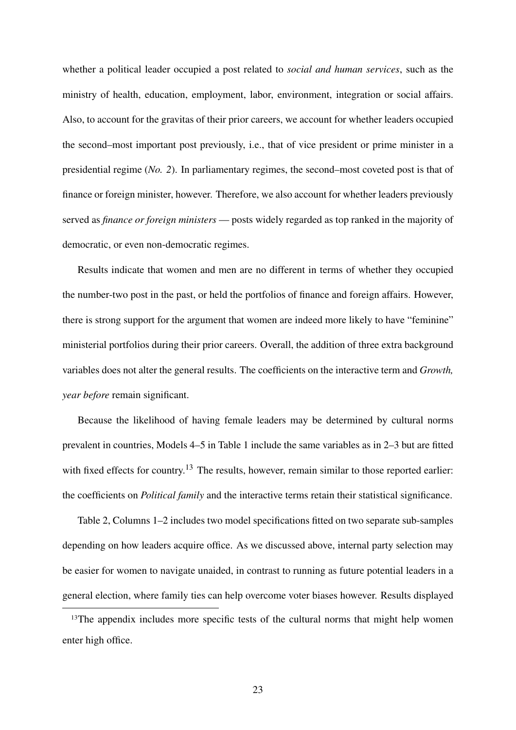whether a political leader occupied a post related to *social and human services*, such as the ministry of health, education, employment, labor, environment, integration or social affairs. Also, to account for the gravitas of their prior careers, we account for whether leaders occupied the second–most important post previously, i.e., that of vice president or prime minister in a presidential regime (*No. 2*). In parliamentary regimes, the second–most coveted post is that of finance or foreign minister, however. Therefore, we also account for whether leaders previously served as *finance or foreign ministers* — posts widely regarded as top ranked in the majority of democratic, or even non-democratic regimes.

Results indicate that women and men are no different in terms of whether they occupied the number-two post in the past, or held the portfolios of finance and foreign affairs. However, there is strong support for the argument that women are indeed more likely to have "feminine" ministerial portfolios during their prior careers. Overall, the addition of three extra background variables does not alter the general results. The coefficients on the interactive term and *Growth, year before* remain significant.

Because the likelihood of having female leaders may be determined by cultural norms prevalent in countries, Models 4–5 in Table 1 include the same variables as in 2–3 but are fitted with fixed effects for country.[13] The results, however, remain similar to those reported earlier: the coefficients on *Political family* and the interactive terms retain their statistical significance.

Table 2, Columns 1–2 includes two model specifications fitted on two separate sub-samples depending on how leaders acquire office. As we discussed above, internal party selection may be easier for women to navigate unaided, in contrast to running as future potential leaders in a general election, where family ties can help overcome voter biases however. Results displayed

[13]The appendix includes more specific tests of the cultural norms that might help women enter high office.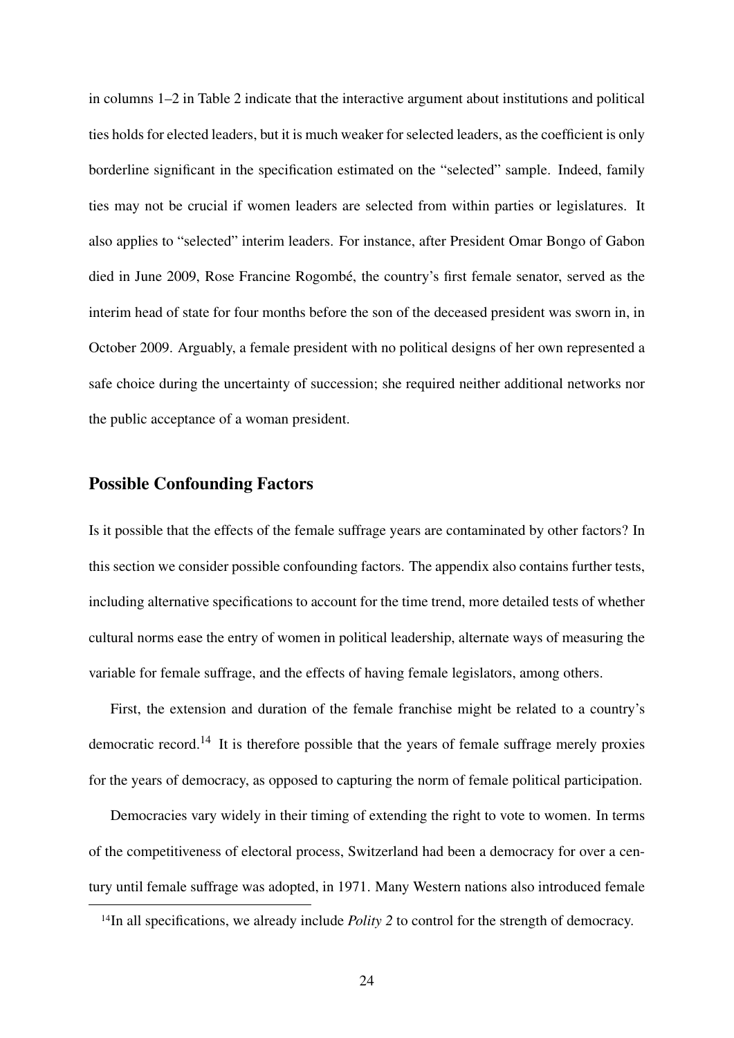in columns 1–2 in Table 2 indicate that the interactive argument about institutions and political ties holds for elected leaders, but it is much weaker for selected leaders, as the coefficient is only borderline significant in the specification estimated on the "selected" sample. Indeed, family ties may not be crucial if women leaders are selected from within parties or legislatures. It also applies to "selected" interim leaders. For instance, after President Omar Bongo of Gabon died in June 2009, Rose Francine Rogombé, the country's first female senator, served as the interim head of state for four months before the son of the deceased president was sworn in, in October 2009. Arguably, a female president with no political designs of her own represented a safe choice during the uncertainty of succession; she required neither additional networks nor the public acceptance of a woman president.

## Possible Confounding Factors

Is it possible that the effects of the female suffrage years are contaminated by other factors? In this section we consider possible confounding factors. The appendix also contains further tests, including alternative specifications to account for the time trend, more detailed tests of whether cultural norms ease the entry of women in political leadership, alternate ways of measuring the variable for female suffrage, and the effects of having female legislators, among others.

First, the extension and duration of the female franchise might be related to a country's democratic record.[14] It is therefore possible that the years of female suffrage merely proxies for the years of democracy, as opposed to capturing the norm of female political participation.

Democracies vary widely in their timing of extending the right to vote to women. In terms of the competitiveness of electoral process, Switzerland had been a democracy for over a century until female suffrage was adopted, in 1971. Many Western nations also introduced female

[14] In all specifications, we already include *Polity 2* to control for the strength of democracy.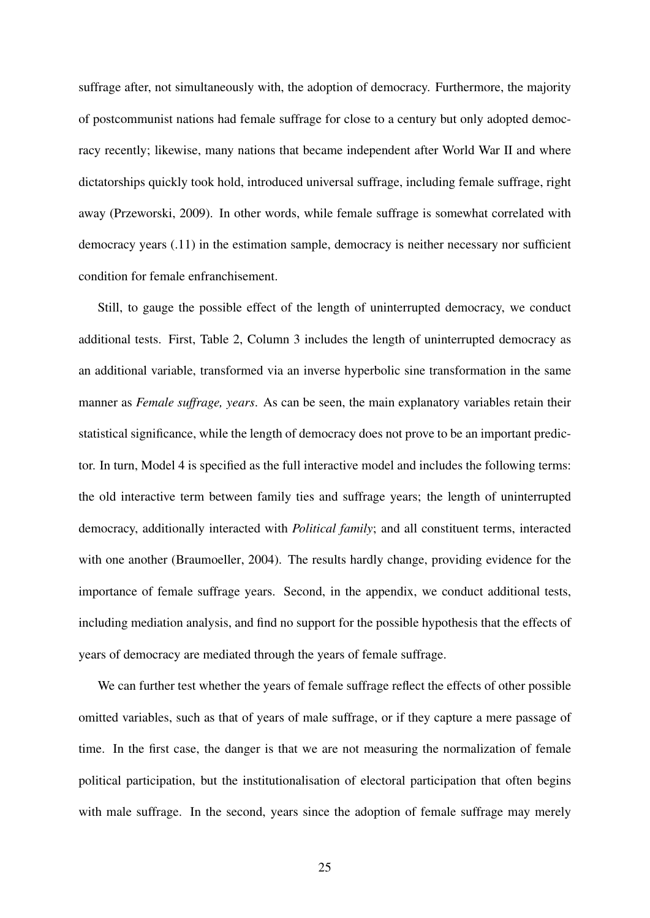suffrage after, not simultaneously with, the adoption of democracy. Furthermore, the majority of postcommunist nations had female suffrage for close to a century but only adopted democracy recently; likewise, many nations that became independent after World War II and where dictatorships quickly took hold, introduced universal suffrage, including female suffrage, right away (Przeworski, 2009). In other words, while female suffrage is somewhat correlated with democracy years (.11) in the estimation sample, democracy is neither necessary nor sufficient condition for female enfranchisement.

Still, to gauge the possible effect of the length of uninterrupted democracy, we conduct additional tests. First, Table 2, Column 3 includes the length of uninterrupted democracy as an additional variable, transformed via an inverse hyperbolic sine transformation in the same manner as *Female suffrage, years*. As can be seen, the main explanatory variables retain their statistical significance, while the length of democracy does not prove to be an important predictor. In turn, Model 4 is specified as the full interactive model and includes the following terms: the old interactive term between family ties and suffrage years; the length of uninterrupted democracy, additionally interacted with *Political family*; and all constituent terms, interacted with one another (Braumoeller, 2004). The results hardly change, providing evidence for the importance of female suffrage years. Second, in the appendix, we conduct additional tests, including mediation analysis, and find no support for the possible hypothesis that the effects of years of democracy are mediated through the years of female suffrage.

We can further test whether the years of female suffrage reflect the effects of other possible omitted variables, such as that of years of male suffrage, or if they capture a mere passage of time. In the first case, the danger is that we are not measuring the normalization of female political participation, but the institutionalisation of electoral participation that often begins with male suffrage. In the second, years since the adoption of female suffrage may merely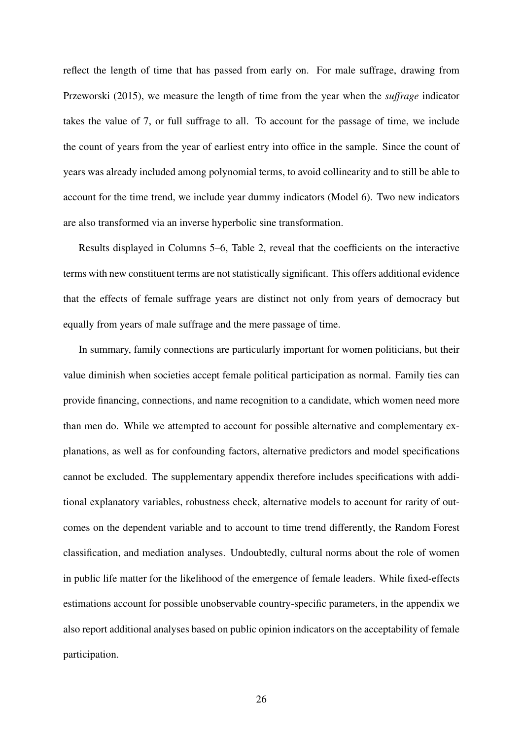reflect the length of time that has passed from early on. For male suffrage, drawing from Przeworski (2015), we measure the length of time from the year when the *suffrage* indicator takes the value of 7, or full suffrage to all. To account for the passage of time, we include the count of years from the year of earliest entry into office in the sample. Since the count of years was already included among polynomial terms, to avoid collinearity and to still be able to account for the time trend, we include year dummy indicators (Model 6). Two new indicators are also transformed via an inverse hyperbolic sine transformation.

Results displayed in Columns 5–6, Table 2, reveal that the coefficients on the interactive terms with new constituent terms are not statistically significant. This offers additional evidence that the effects of female suffrage years are distinct not only from years of democracy but equally from years of male suffrage and the mere passage of time.

In summary, family connections are particularly important for women politicians, but their value diminish when societies accept female political participation as normal. Family ties can provide financing, connections, and name recognition to a candidate, which women need more than men do. While we attempted to account for possible alternative and complementary explanations, as well as for confounding factors, alternative predictors and model specifications cannot be excluded. The supplementary appendix therefore includes specifications with additional explanatory variables, robustness check, alternative models to account for rarity of outcomes on the dependent variable and to account to time trend differently, the Random Forest classification, and mediation analyses. Undoubtedly, cultural norms about the role of women in public life matter for the likelihood of the emergence of female leaders. While fixed-effects estimations account for possible unobservable country-specific parameters, in the appendix we also report additional analyses based on public opinion indicators on the acceptability of female participation.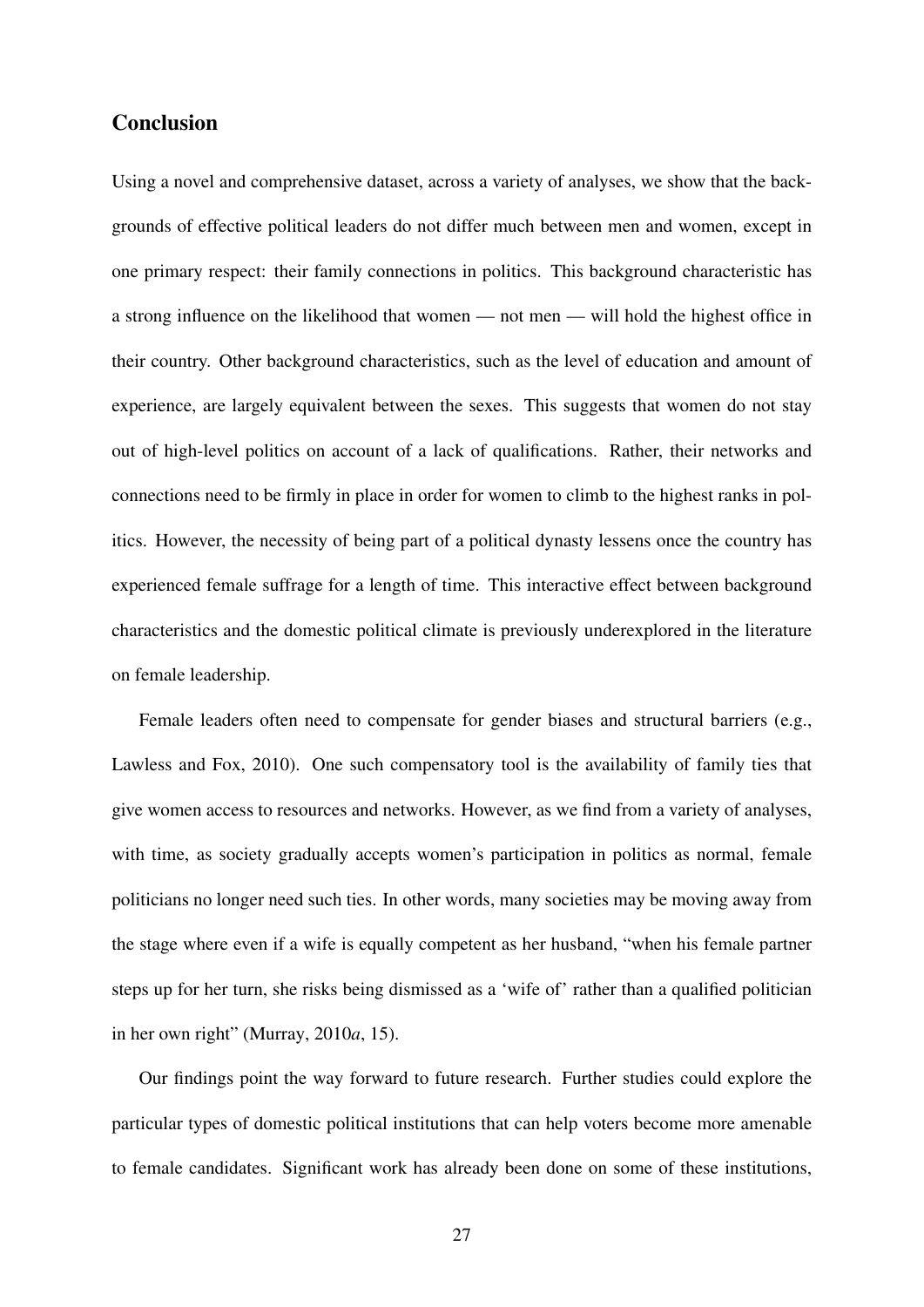## Conclusion

Using a novel and comprehensive dataset, across a variety of analyses, we show that the backgrounds of effective political leaders do not differ much between men and women, except in one primary respect: their family connections in politics. This background characteristic has a strong influence on the likelihood that women — not men — will hold the highest office in their country. Other background characteristics, such as the level of education and amount of experience, are largely equivalent between the sexes. This suggests that women do not stay out of high-level politics on account of a lack of qualifications. Rather, their networks and connections need to be firmly in place in order for women to climb to the highest ranks in politics. However, the necessity of being part of a political dynasty lessens once the country has experienced female suffrage for a length of time. This interactive effect between background characteristics and the domestic political climate is previously underexplored in the literature on female leadership.

Female leaders often need to compensate for gender biases and structural barriers (e.g., Lawless and Fox, 2010). One such compensatory tool is the availability of family ties that give women access to resources and networks. However, as we find from a variety of analyses, with time, as society gradually accepts women's participation in politics as normal, female politicians no longer need such ties. In other words, many societies may be moving away from the stage where even if a wife is equally competent as her husband, "when his female partner steps up for her turn, she risks being dismissed as a 'wife of' rather than a qualified politician in her own right" (Murray, 2010*a*, 15).

Our findings point the way forward to future research. Further studies could explore the particular types of domestic political institutions that can help voters become more amenable to female candidates. Significant work has already been done on some of these institutions,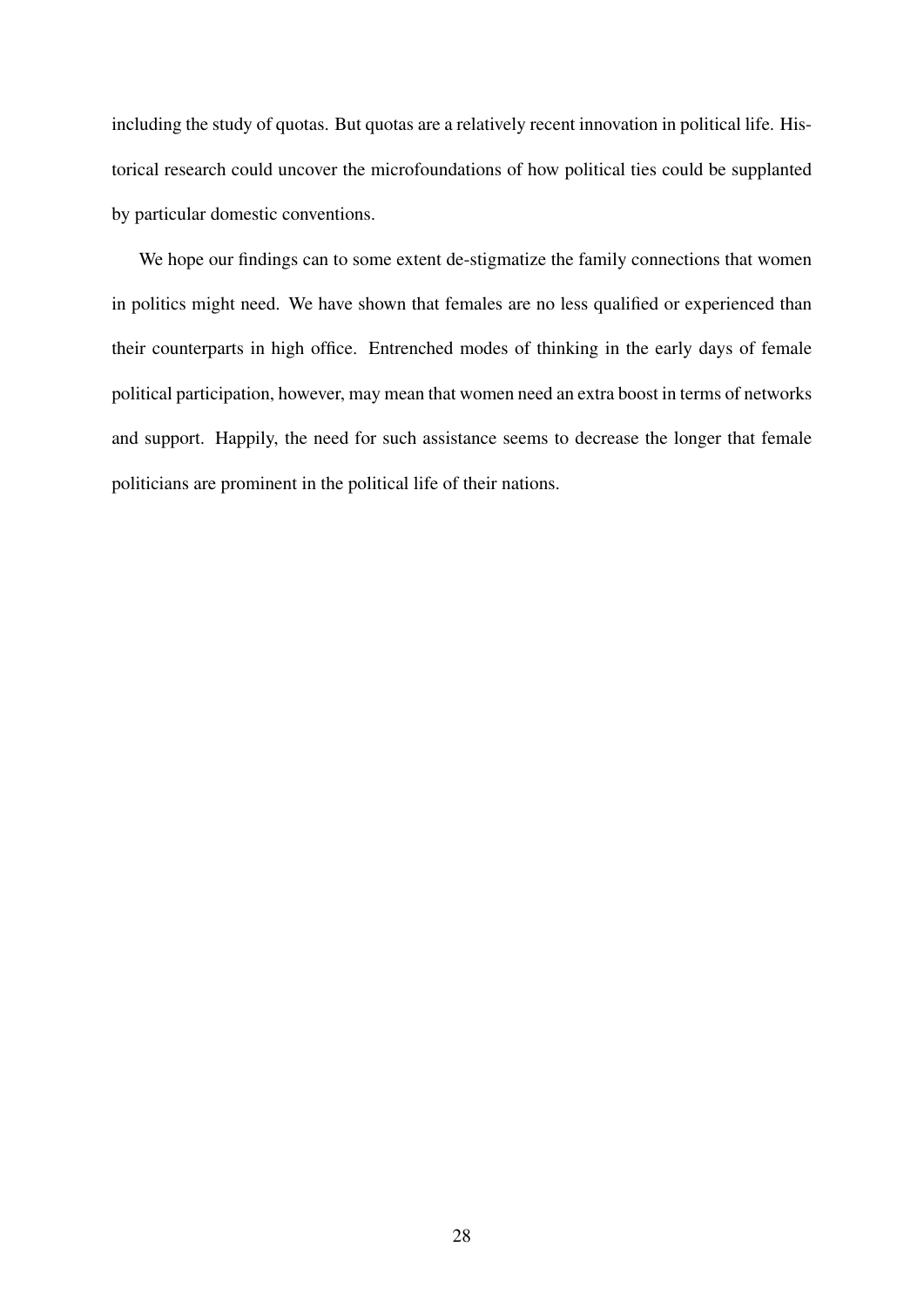including the study of quotas. But quotas are a relatively recent innovation in political life. Historical research could uncover the microfoundations of how political ties could be supplanted by particular domestic conventions.

We hope our findings can to some extent de-stigmatize the family connections that women in politics might need. We have shown that females are no less qualified or experienced than their counterparts in high office. Entrenched modes of thinking in the early days of female political participation, however, may mean that women need an extra boost in terms of networks and support. Happily, the need for such assistance seems to decrease the longer that female politicians are prominent in the political life of their nations.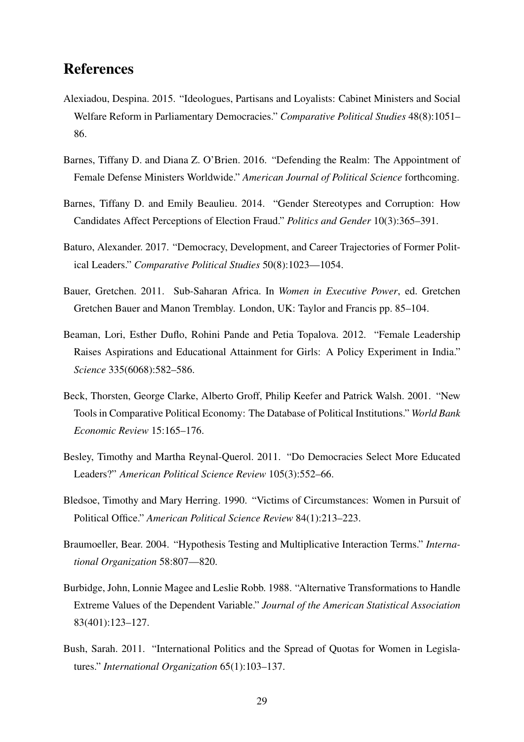# References

Alexiadou, Despina. 2015. "Ideologues, Partisans and Loyalists: Cabinet Ministers and Social Welfare Reform in Parliamentary Democracies." *Comparative Political Studies* 48(8):1051–86.

Barnes, Tiffany D. and Diana Z. O'Brien. 2016. "Defending the Realm: The Appointment of Female Defense Ministers Worldwide." *American Journal of Political Science* forthcoming.

Barnes, Tiffany D. and Emily Beaulieu. 2014. "Gender Stereotypes and Corruption: How Candidates Affect Perceptions of Election Fraud." *Politics and Gender* 10(3):365–391.

Baturo, Alexander. 2017. "Democracy, Development, and Career Trajectories of Former Political Leaders." *Comparative Political Studies* 50(8):1023—1054.

Bauer, Gretchen. 2011. Sub-Saharan Africa. In *Women in Executive Power*, ed. Gretchen Gretchen Bauer and Manon Tremblay. London, UK: Taylor and Francis pp. 85–104.

Beaman, Lori, Esther Duflo, Rohini Pande and Petia Topalova. 2012. "Female Leadership Raises Aspirations and Educational Attainment for Girls: A Policy Experiment in India." *Science* 335(6068):582–586.

Beck, Thorsten, George Clarke, Alberto Groff, Philip Keefer and Patrick Walsh. 2001. "New Tools in Comparative Political Economy: The Database of Political Institutions." *World Bank Economic Review* 15:165–176.

Besley, Timothy and Martha Reynal-Querol. 2011. "Do Democracies Select More Educated Leaders?" *American Political Science Review* 105(3):552–66.

Bledsoe, Timothy and Mary Herring. 1990. "Victims of Circumstances: Women in Pursuit of Political Office." *American Political Science Review* 84(1):213–223.

Braumoeller, Bear. 2004. "Hypothesis Testing and Multiplicative Interaction Terms." *International Organization* 58:807—820.

Burbidge, John, Lonnie Magee and Leslie Robb. 1988. "Alternative Transformations to Handle Extreme Values of the Dependent Variable." *Journal of the American Statistical Association* 83(401):123–127.

Bush, Sarah. 2011. "International Politics and the Spread of Quotas for Women in Legislatures." *International Organization* 65(1):103–137.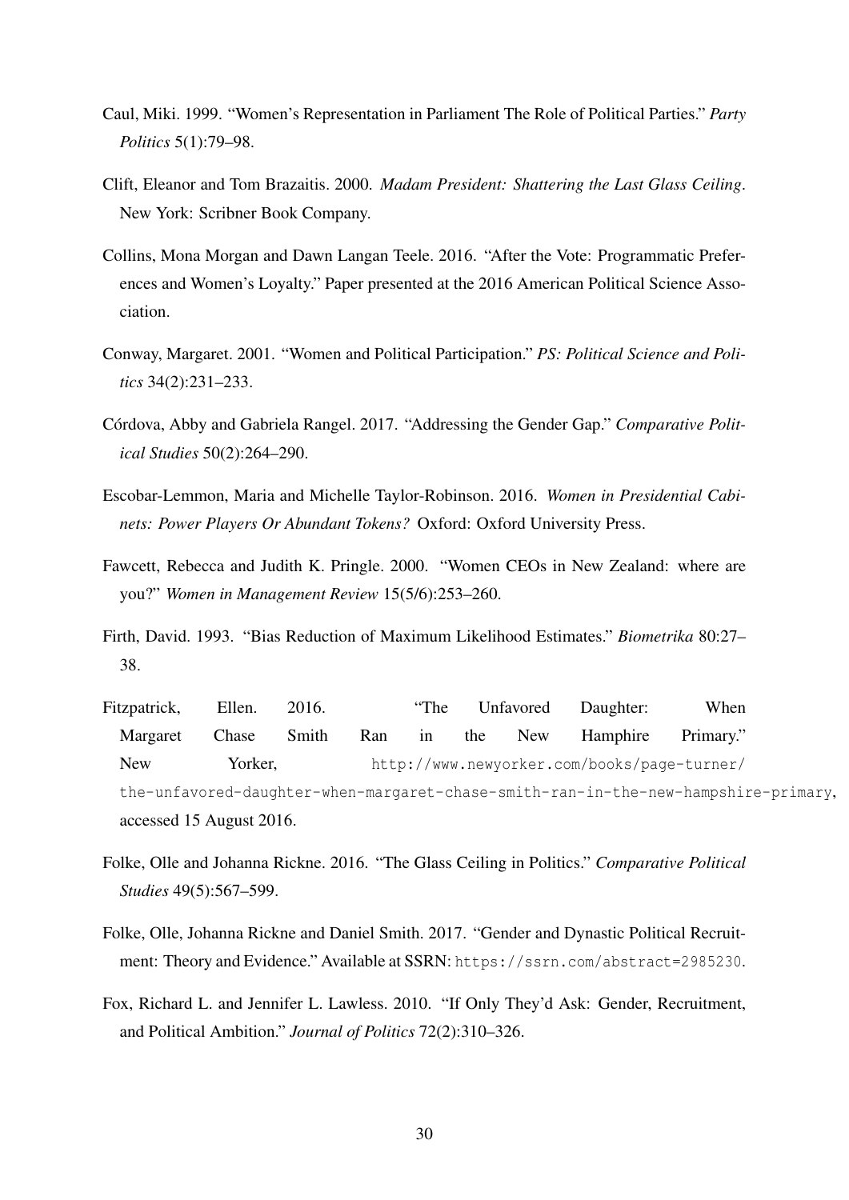Caul, Miki. 1999. "Women's Representation in Parliament The Role of Political Parties." *Party Politics* 5(1):79–98.

Clift, Eleanor and Tom Brazaitis. 2000. *Madam President: Shattering the Last Glass Ceiling*. New York: Scribner Book Company.

Collins, Mona Morgan and Dawn Langan Teele. 2016. "After the Vote: Programmatic Preferences and Women's Loyalty." Paper presented at the 2016 American Political Science Association.

Conway, Margaret. 2001. "Women and Political Participation." *PS: Political Science and Politics* 34(2):231–233.

Córdova, Abby and Gabriela Rangel. 2017. "Addressing the Gender Gap." *Comparative Political Studies* 50(2):264–290.

Escobar-Lemmon, Maria and Michelle Taylor-Robinson. 2016. *Women in Presidential Cabinets: Power Players Or Abundant Tokens?* Oxford: Oxford University Press.

Fawcett, Rebecca and Judith K. Pringle. 2000. "Women CEOs in New Zealand: where are you?" *Women in Management Review* 15(5/6):253–260.

Firth, David. 1993. "Bias Reduction of Maximum Likelihood Estimates." *Biometrika* 80:27–38.

Fitzpatrick, Ellen. 2016. "The Unfavored Daughter: When Margaret Chase Smith Ran in the New Hamphire Primary." New Yorker, `http://www.newyorker.com/books/page-turner/the-unfavored-daughter-when-margaret-chase-smith-ran-in-the-new-hampshire-primary`, accessed 15 August 2016.

Folke, Olle and Johanna Rickne. 2016. "The Glass Ceiling in Politics." *Comparative Political Studies* 49(5):567–599.

Folke, Olle, Johanna Rickne and Daniel Smith. 2017. "Gender and Dynastic Political Recruitment: Theory and Evidence." Available at SSRN: `https://ssrn.com/abstract=2985230`.

Fox, Richard L. and Jennifer L. Lawless. 2010. "If Only They'd Ask: Gender, Recruitment, and Political Ambition." *Journal of Politics* 72(2):310–326.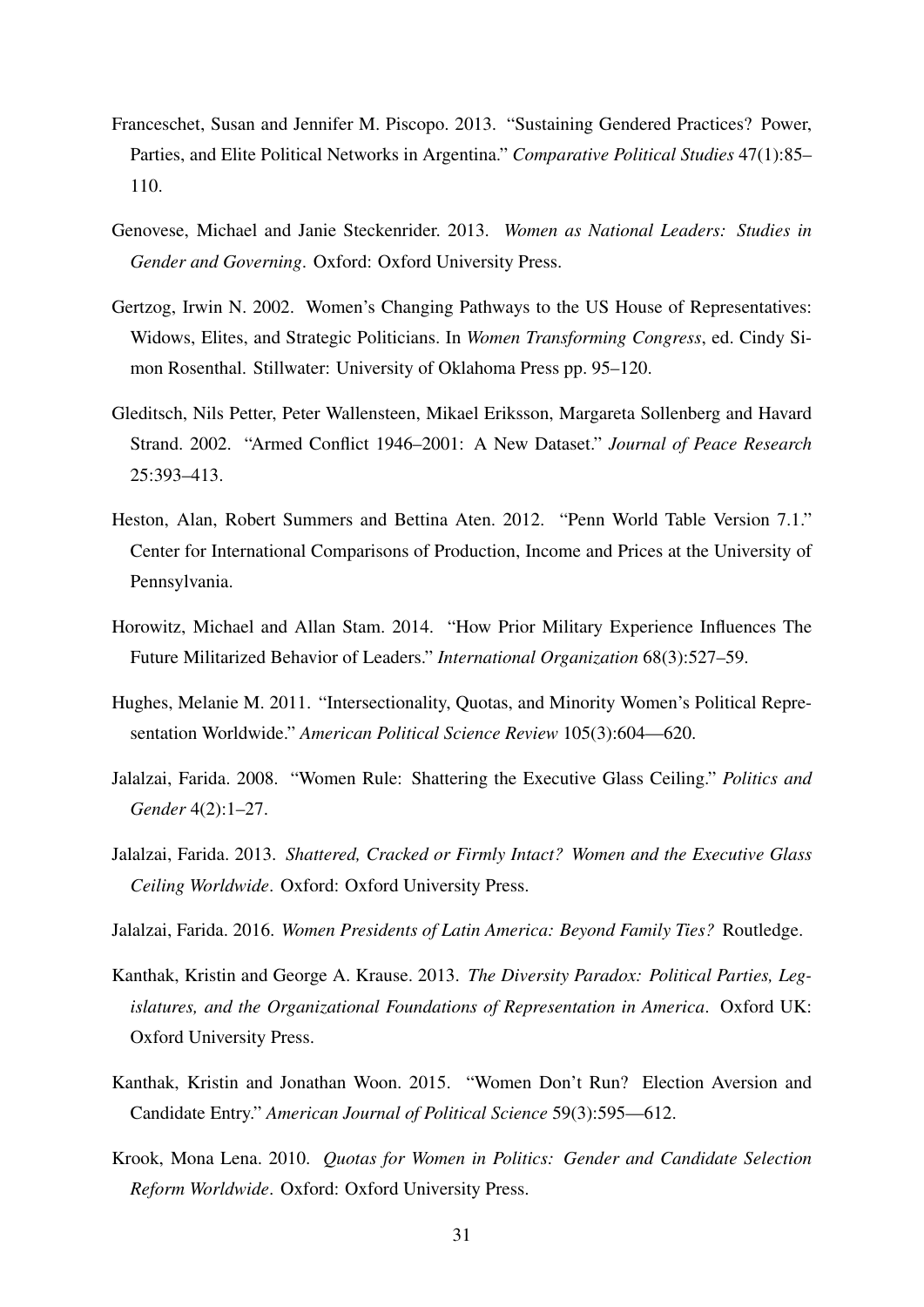Franceschet, Susan and Jennifer M. Piscopo. 2013. "Sustaining Gendered Practices? Power, Parties, and Elite Political Networks in Argentina." *Comparative Political Studies* 47(1):85–110.

Genovese, Michael and Janie Steckenrider. 2013. *Women as National Leaders: Studies in Gender and Governing*. Oxford: Oxford University Press.

Gertzog, Irwin N. 2002. Women's Changing Pathways to the US House of Representatives: Widows, Elites, and Strategic Politicians. In *Women Transforming Congress*, ed. Cindy Simon Rosenthal. Stillwater: University of Oklahoma Press pp. 95–120.

Gleditsch, Nils Petter, Peter Wallensteen, Mikael Eriksson, Margareta Sollenberg and Havard Strand. 2002. "Armed Conflict 1946–2001: A New Dataset." *Journal of Peace Research* 25:393–413.

Heston, Alan, Robert Summers and Bettina Aten. 2012. "Penn World Table Version 7.1." Center for International Comparisons of Production, Income and Prices at the University of Pennsylvania.

Horowitz, Michael and Allan Stam. 2014. "How Prior Military Experience Influences The Future Militarized Behavior of Leaders." *International Organization* 68(3):527–59.

Hughes, Melanie M. 2011. "Intersectionality, Quotas, and Minority Women's Political Representation Worldwide." *American Political Science Review* 105(3):604—620.

Jalalzai, Farida. 2008. "Women Rule: Shattering the Executive Glass Ceiling." *Politics and Gender* 4(2):1–27.

Jalalzai, Farida. 2013. *Shattered, Cracked or Firmly Intact? Women and the Executive Glass Ceiling Worldwide*. Oxford: Oxford University Press.

Jalalzai, Farida. 2016. *Women Presidents of Latin America: Beyond Family Ties?* Routledge.

Kanthak, Kristin and George A. Krause. 2013. *The Diversity Paradox: Political Parties, Legislatures, and the Organizational Foundations of Representation in America*. Oxford UK: Oxford University Press.

Kanthak, Kristin and Jonathan Woon. 2015. "Women Don't Run? Election Aversion and Candidate Entry." *American Journal of Political Science* 59(3):595—612.

Krook, Mona Lena. 2010. *Quotas for Women in Politics: Gender and Candidate Selection Reform Worldwide*. Oxford: Oxford University Press.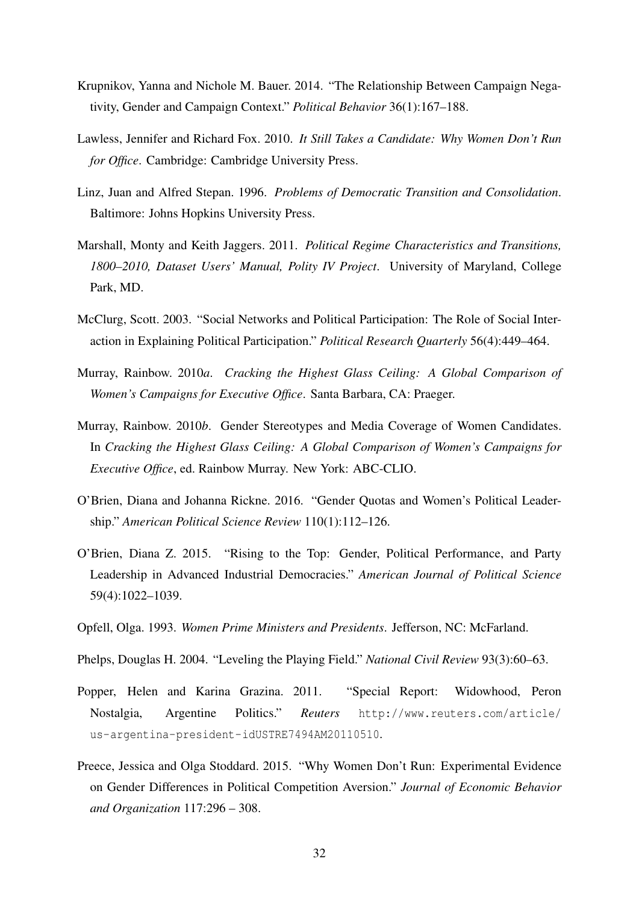Krupnikov, Yanna and Nichole M. Bauer. 2014. "The Relationship Between Campaign Negativity, Gender and Campaign Context." *Political Behavior* 36(1):167–188.

Lawless, Jennifer and Richard Fox. 2010. *It Still Takes a Candidate: Why Women Don't Run for Office*. Cambridge: Cambridge University Press.

Linz, Juan and Alfred Stepan. 1996. *Problems of Democratic Transition and Consolidation*. Baltimore: Johns Hopkins University Press.

Marshall, Monty and Keith Jaggers. 2011. *Political Regime Characteristics and Transitions, 1800–2010, Dataset Users' Manual, Polity IV Project*. University of Maryland, College Park, MD.

McClurg, Scott. 2003. "Social Networks and Political Participation: The Role of Social Interaction in Explaining Political Participation." *Political Research Quarterly* 56(4):449–464.

Murray, Rainbow. 2010*a*. *Cracking the Highest Glass Ceiling: A Global Comparison of Women's Campaigns for Executive Office*. Santa Barbara, CA: Praeger.

Murray, Rainbow. 2010*b*. Gender Stereotypes and Media Coverage of Women Candidates. In *Cracking the Highest Glass Ceiling: A Global Comparison of Women's Campaigns for Executive Office*, ed. Rainbow Murray. New York: ABC-CLIO.

O'Brien, Diana and Johanna Rickne. 2016. "Gender Quotas and Women's Political Leadership." *American Political Science Review* 110(1):112–126.

O'Brien, Diana Z. 2015. "Rising to the Top: Gender, Political Performance, and Party Leadership in Advanced Industrial Democracies." *American Journal of Political Science* 59(4):1022–1039.

Opfell, Olga. 1993. *Women Prime Ministers and Presidents*. Jefferson, NC: McFarland.

Phelps, Douglas H. 2004. "Leveling the Playing Field." *National Civil Review* 93(3):60–63.

Popper, Helen and Karina Grazina. 2011. "Special Report: Widowhood, Peron Nostalgia, Argentine Politics." *Reuters* http://www.reuters.com/article/us-argentina-president-idUSTRE7494AM20110510.

Preece, Jessica and Olga Stoddard. 2015. "Why Women Don't Run: Experimental Evidence on Gender Differences in Political Competition Aversion." *Journal of Economic Behavior and Organization* 117:296 – 308.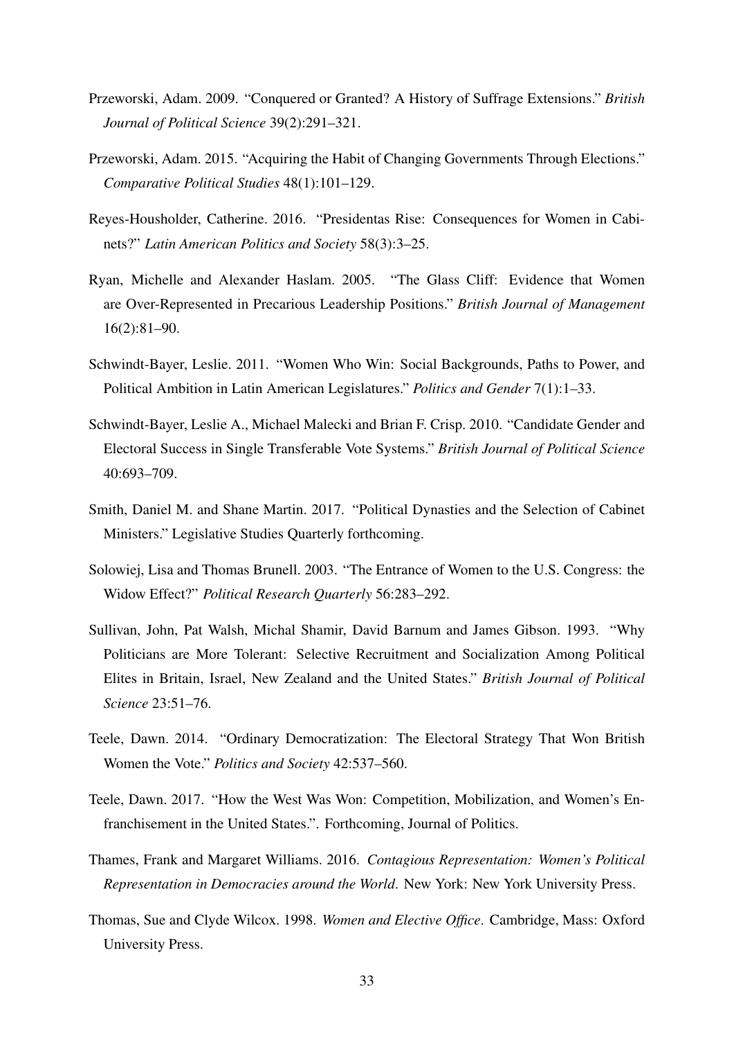Przeworski, Adam. 2009. "Conquered or Granted? A History of Suffrage Extensions." *British Journal of Political Science* 39(2):291–321.

Przeworski, Adam. 2015. "Acquiring the Habit of Changing Governments Through Elections." *Comparative Political Studies* 48(1):101–129.

Reyes-Housholder, Catherine. 2016. "Presidentas Rise: Consequences for Women in Cabinets?" *Latin American Politics and Society* 58(3):3–25.

Ryan, Michelle and Alexander Haslam. 2005. "The Glass Cliff: Evidence that Women are Over-Represented in Precarious Leadership Positions." *British Journal of Management* 16(2):81–90.

Schwindt-Bayer, Leslie. 2011. "Women Who Win: Social Backgrounds, Paths to Power, and Political Ambition in Latin American Legislatures." *Politics and Gender* 7(1):1–33.

Schwindt-Bayer, Leslie A., Michael Malecki and Brian F. Crisp. 2010. "Candidate Gender and Electoral Success in Single Transferable Vote Systems." *British Journal of Political Science* 40:693–709.

Smith, Daniel M. and Shane Martin. 2017. "Political Dynasties and the Selection of Cabinet Ministers." Legislative Studies Quarterly forthcoming.

Solowiej, Lisa and Thomas Brunell. 2003. "The Entrance of Women to the U.S. Congress: the Widow Effect?" *Political Research Quarterly* 56:283–292.

Sullivan, John, Pat Walsh, Michal Shamir, David Barnum and James Gibson. 1993. "Why Politicians are More Tolerant: Selective Recruitment and Socialization Among Political Elites in Britain, Israel, New Zealand and the United States." *British Journal of Political Science* 23:51–76.

Teele, Dawn. 2014. "Ordinary Democratization: The Electoral Strategy That Won British Women the Vote." *Politics and Society* 42:537–560.

Teele, Dawn. 2017. "How the West Was Won: Competition, Mobilization, and Women's Enfranchisement in the United States.". Forthcoming, Journal of Politics.

Thames, Frank and Margaret Williams. 2016. *Contagious Representation: Women's Political Representation in Democracies around the World*. New York: New York University Press.

Thomas, Sue and Clyde Wilcox. 1998. *Women and Elective Office*. Cambridge, Mass: Oxford University Press.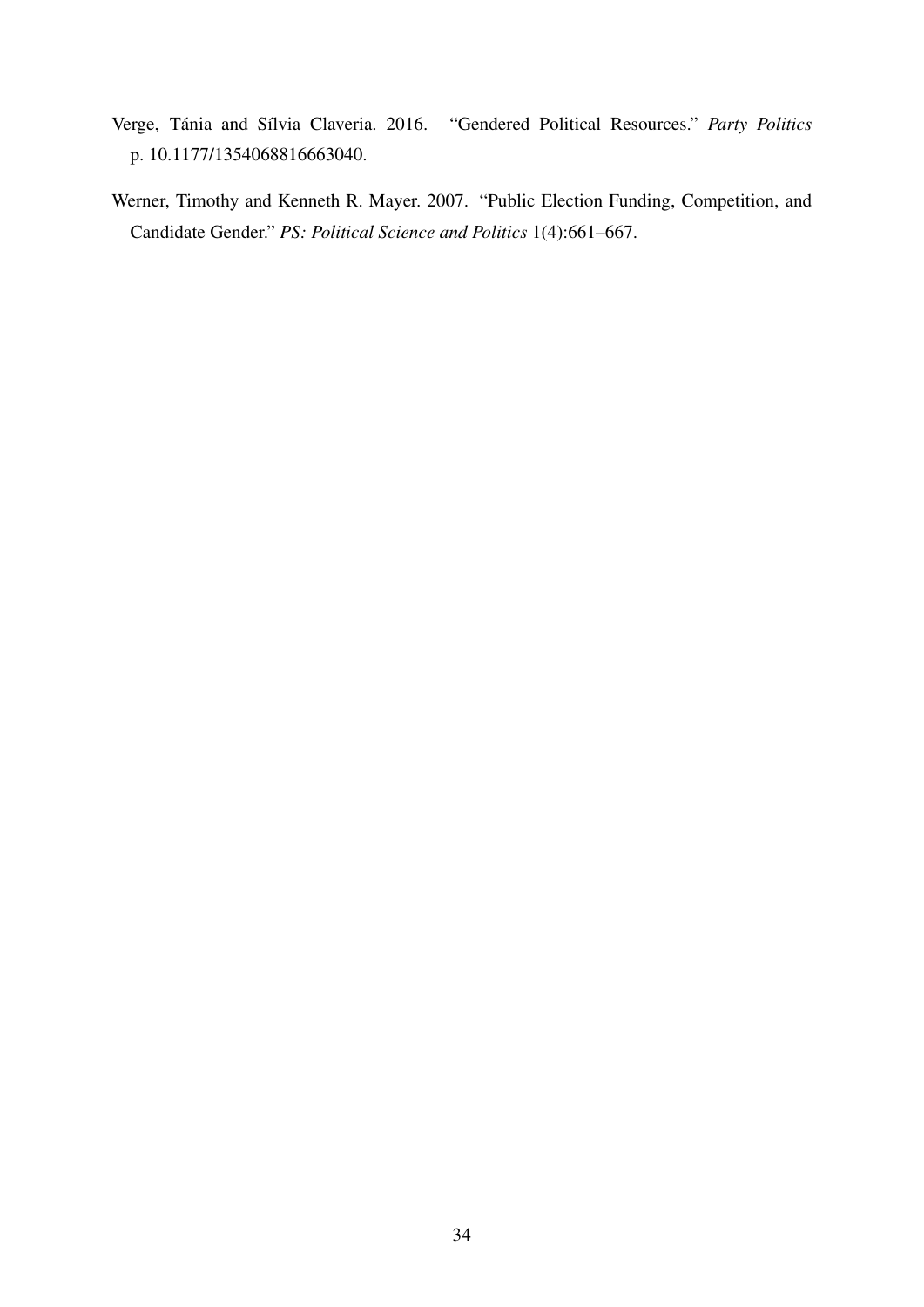Verge, Tània and Sílvia Claveria. 2016. "Gendered Political Resources." *Party Politics* p. 10.1177/1354068816663040.

Werner, Timothy and Kenneth R. Mayer. 2007. "Public Election Funding, Competition, and Candidate Gender." *PS: Political Science and Politics* 1(4):661–667.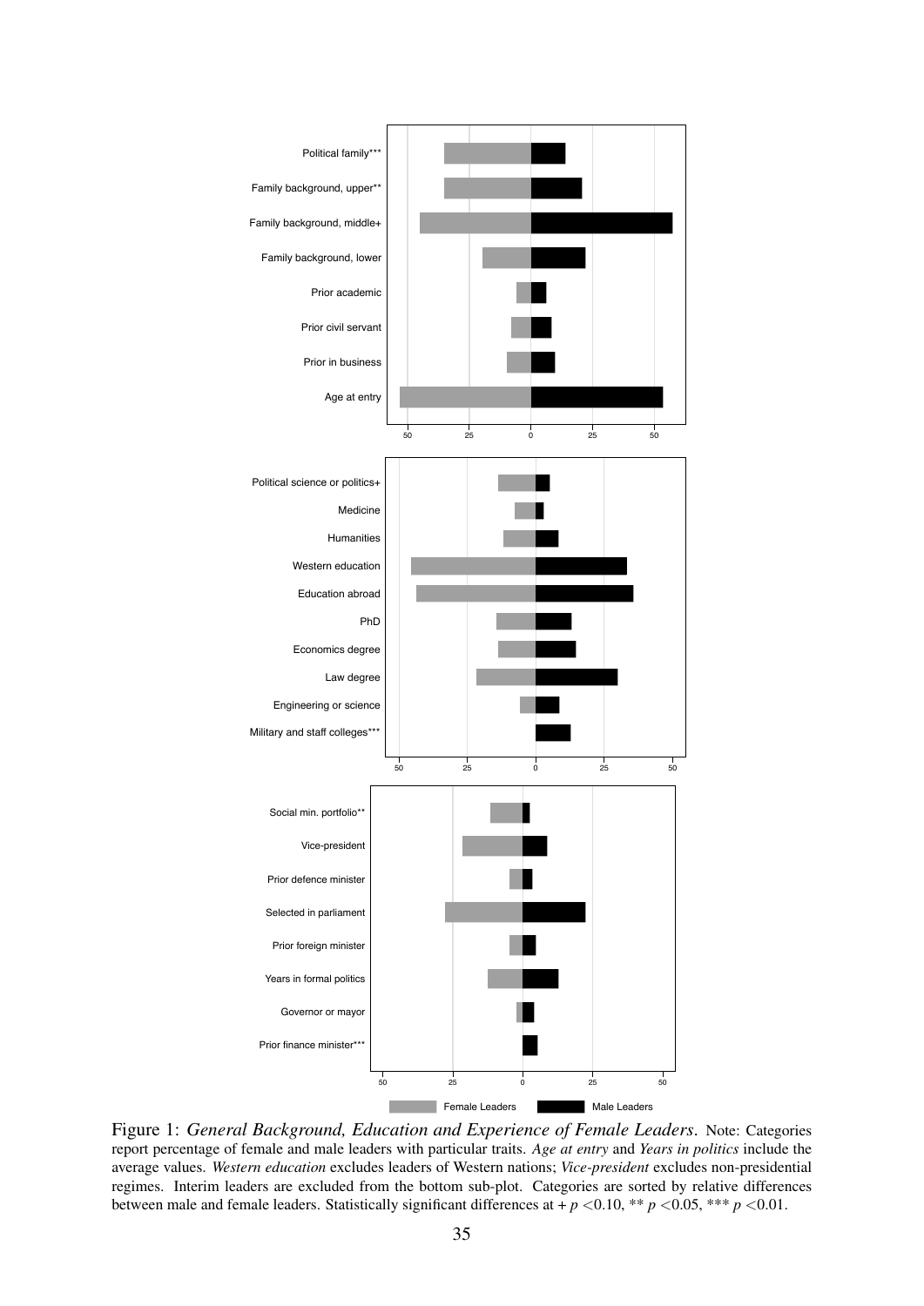Political family***

Family background, upper**

Family background, middle+

Family background, lower

Prior academic

Prior civil servant

Prior in business

Age at entry

50 25 0 25 50

Political science or politics+

Medicine

Humanities

Western education

Education abroad

PhD

Economics degree

Law degree

Engineering or science

Military and staff colleges***

50 25 0 25 50

Social min. portfolio**

Vice-president

Prior defence minister

Selected in parliament

Prior foreign minister

Years in formal politics

Governor or mayor

Prior finance minister***

50 25 0 25 50

Female Leaders Male Leaders

Figure 1: *General Background, Education and Experience of Female Leaders*. Note: Categories report percentage of female and male leaders with particular traits. *Age at entry* and *Years in politics* include the average values. *Western education* excludes leaders of Western nations; *Vice-president* excludes non-presidential regimes. Interim leaders are excluded from the bottom sub-plot. Categories are sorted by relative differences between male and female leaders. Statistically significant differences at + $p < 0.10$, ** $p < 0.05$, *** $p < 0.01$.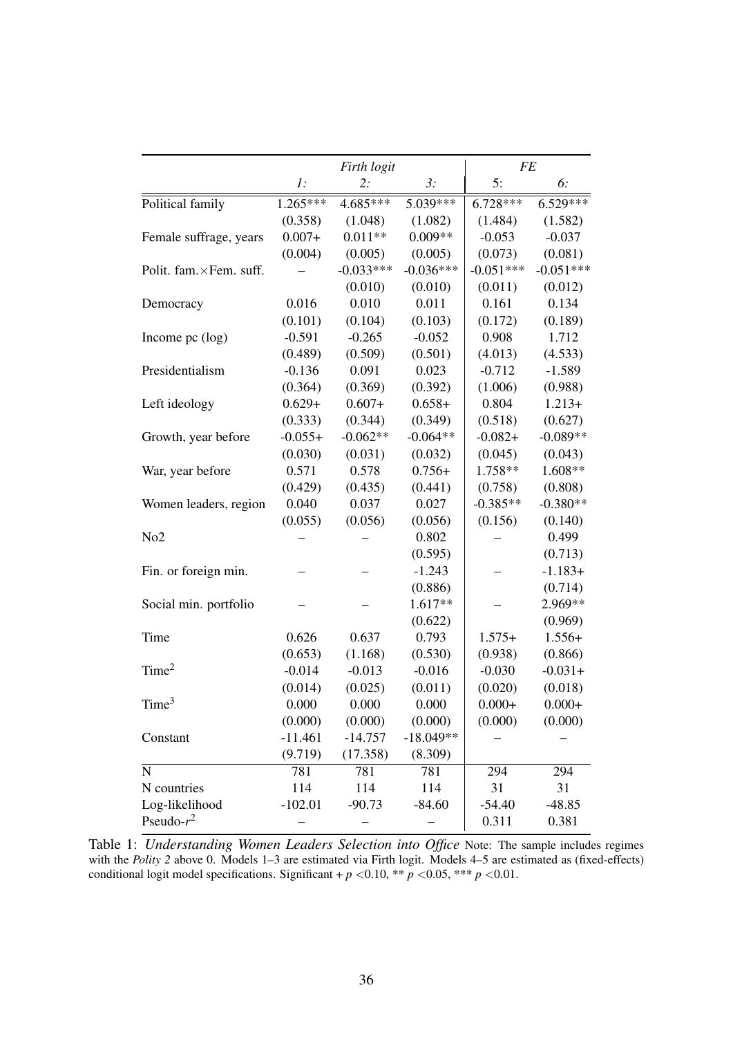| | *Firth logit* | | | *FE* | |
|---|---|---|---|---|---|
| | *1:* | *2:* | *3:* | 5: | *6:* |
| Political family | 1.265*** | 4.685*** | 5.039*** | 6.728*** | 6.529*** |
| | (0.358) | (1.048) | (1.082) | (1.484) | (1.582) |
| Female suffrage, years | 0.007+ | 0.011** | 0.009** | -0.053 | -0.037 |
| | (0.004) | (0.005) | (0.005) | (0.073) | (0.081) |
| Polit. fam.×Fem. suff. | – | -0.033*** | -0.036*** | -0.051*** | -0.051*** |
| | | (0.010) | (0.010) | (0.011) | (0.012) |
| Democracy | 0.016 | 0.010 | 0.011 | 0.161 | 0.134 |
| | (0.101) | (0.104) | (0.103) | (0.172) | (0.189) |
| Income pc (log) | -0.591 | -0.265 | -0.052 | 0.908 | 1.712 |
| | (0.489) | (0.509) | (0.501) | (4.013) | (4.533) |
| Presidentialism | -0.136 | 0.091 | 0.023 | -0.712 | -1.589 |
| | (0.364) | (0.369) | (0.392) | (1.006) | (0.988) |
| Left ideology | 0.629+ | 0.607+ | 0.658+ | 0.804 | 1.213+ |
| | (0.333) | (0.344) | (0.349) | (0.518) | (0.627) |
| Growth, year before | -0.055+ | -0.062** | -0.064** | -0.082+ | -0.089** |
| | (0.030) | (0.031) | (0.032) | (0.045) | (0.043) |
| War, year before | 0.571 | 0.578 | 0.756+ | 1.758** | 1.608** |
| | (0.429) | (0.435) | (0.441) | (0.758) | (0.808) |
| Women leaders, region | 0.040 | 0.037 | 0.027 | -0.385** | -0.380** |
| | (0.055) | (0.056) | (0.056) | (0.156) | (0.140) |
| No2 | – | – | 0.802 | – | 0.499 |
| | | | (0.595) | | (0.713) |
| Fin. or foreign min. | – | – | -1.243 | – | -1.183+ |
| | | | (0.886) | | (0.714) |
| Social min. portfolio | – | – | 1.617** | – | 2.969** |
| | | | (0.622) | | (0.969) |
| Time | 0.626 | 0.637 | 0.793 | 1.575+ | 1.556+ |
| | (0.653) | (1.168) | (0.530) | (0.938) | (0.866) |
| Time$^2$ | -0.014 | -0.013 | -0.016 | -0.030 | -0.031+ |
| | (0.014) | (0.025) | (0.011) | (0.020) | (0.018) |
| Time$^3$ | 0.000 | 0.000 | 0.000 | 0.000+ | 0.000+ |
| | (0.000) | (0.000) | (0.000) | (0.000) | (0.000) |
| Constant | -11.461 | -14.757 | -18.049** | – | – |
| | (9.719) | (17.358) | (8.309) | | |
| N | 781 | 781 | 781 | 294 | 294 |
| N countries | 114 | 114 | 114 | 31 | 31 |
| Log-likelihood | -102.01 | -90.73 | -84.60 | -54.40 | -48.85 |
| Pseudo-$r^2$ | – | – | – | 0.311 | 0.381 |

Table 1: *Understanding Women Leaders Selection into Office* Note: The sample includes regimes with the *Polity 2* above 0. Models 1–3 are estimated via Firth logit. Models 4–5 are estimated as (fixed-effects) conditional logit model specifications. Significant + $p < 0.10$, ** $p < 0.05$, *** $p < 0.01$.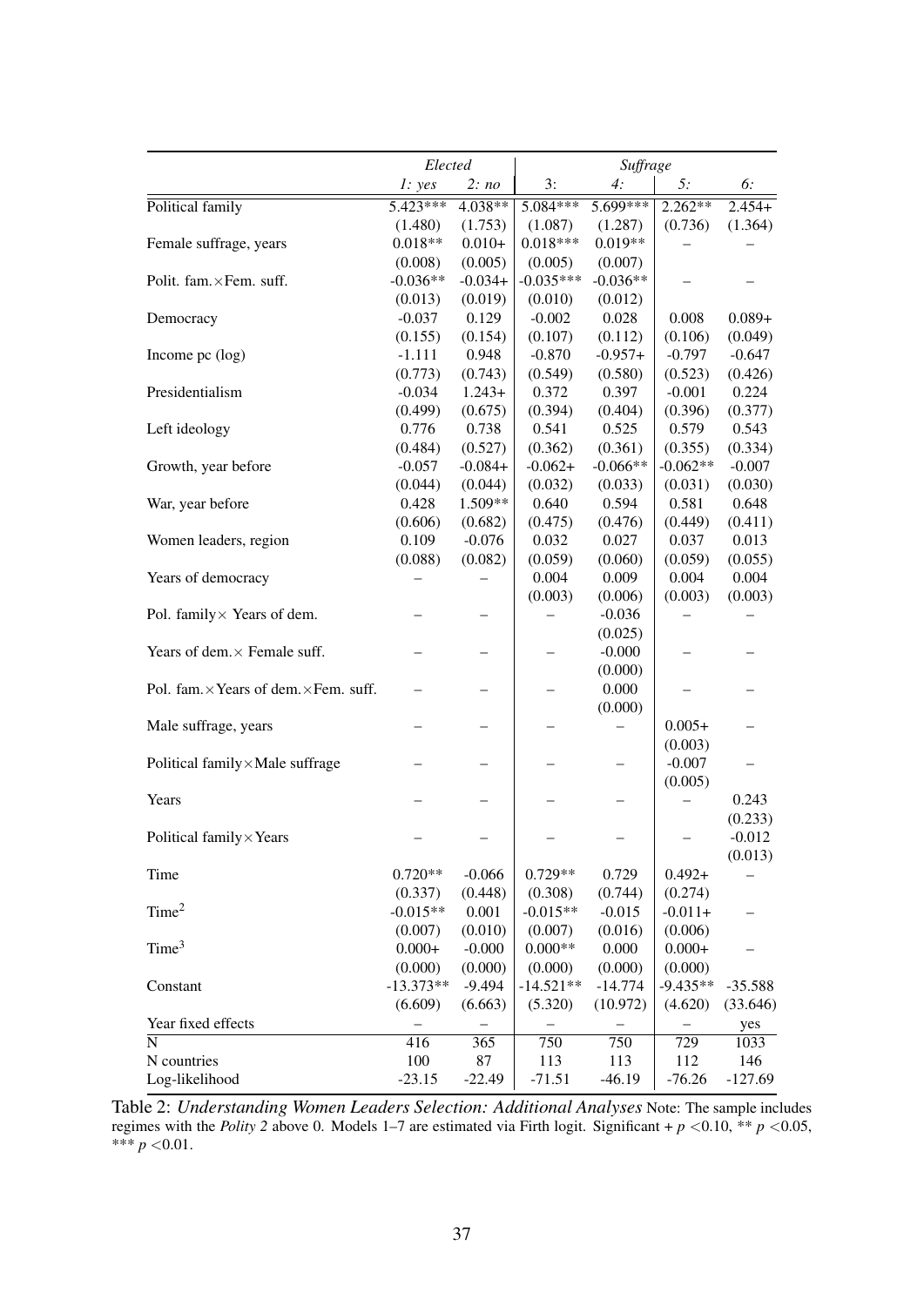| | *Elected* | | *Suffrage* | | | |
|---|---|---|---|---|---|---|
| | *1: yes* | *2: no* | 3: | *4:* | *5:* | *6:* |
| Political family | 5.423*** | 4.038** | 5.084*** | 5.699*** | 2.262** | 2.454+ |
| | (1.480) | (1.753) | (1.087) | (1.287) | (0.736) | (1.364) |
| Female suffrage, years | 0.018** | 0.010+ | 0.018*** | 0.019** | – | – |
| | (0.008) | (0.005) | (0.005) | (0.007) | | |
| Polit. fam.×Fem. suff. | -0.036** | -0.034+ | -0.035*** | -0.036** | – | – |
| | (0.013) | (0.019) | (0.010) | (0.012) | | |
| Democracy | -0.037 | 0.129 | -0.002 | 0.028 | 0.008 | 0.089+ |
| | (0.155) | (0.154) | (0.107) | (0.112) | (0.106) | (0.049) |
| Income pc (log) | -1.111 | 0.948 | -0.870 | -0.957+ | -0.797 | -0.647 |
| | (0.773) | (0.743) | (0.549) | (0.580) | (0.523) | (0.426) |
| Presidentialism | -0.034 | 1.243+ | 0.372 | 0.397 | -0.001 | 0.224 |
| | (0.499) | (0.675) | (0.394) | (0.404) | (0.396) | (0.377) |
| Left ideology | 0.776 | 0.738 | 0.541 | 0.525 | 0.579 | 0.543 |
| | (0.484) | (0.527) | (0.362) | (0.361) | (0.355) | (0.334) |
| Growth, year before | -0.057 | -0.084+ | -0.062+ | -0.066** | -0.062** | -0.007 |
| | (0.044) | (0.044) | (0.032) | (0.033) | (0.031) | (0.030) |
| War, year before | 0.428 | 1.509** | 0.640 | 0.594 | 0.581 | 0.648 |
| | (0.606) | (0.682) | (0.475) | (0.476) | (0.449) | (0.411) |
| Women leaders, region | 0.109 | -0.076 | 0.032 | 0.027 | 0.037 | 0.013 |
| | (0.088) | (0.082) | (0.059) | (0.060) | (0.059) | (0.055) |
| Years of democracy | – | – | 0.004 | 0.009 | 0.004 | 0.004 |
| | | | (0.003) | (0.006) | (0.003) | (0.003) |
| Pol. family× Years of dem. | – | – | – | -0.036 | – | – |
| | | | | (0.025) | | |
| Years of dem.× Female suff. | – | – | – | -0.000 | – | – |
| | | | | (0.000) | | |
| Pol. fam.×Years of dem.×Fem. suff. | – | – | – | 0.000 | – | – |
| | | | | (0.000) | | |
| Male suffrage, years | – | – | – | – | 0.005+ | – |
| | | | | | (0.003) | |
| Political family×Male suffrage | – | – | – | – | -0.007 | – |
| | | | | | (0.005) | |
| Years | – | – | – | – | – | 0.243 |
| | | | | | | (0.233) |
| Political family×Years | – | – | – | – | – | -0.012 |
| | | | | | | (0.013) |
| Time | 0.720** | -0.066 | 0.729** | 0.729 | 0.492+ | – |
| | (0.337) | (0.448) | (0.308) | (0.744) | (0.274) | |
| $\text{Time}^2$ | -0.015** | 0.001 | -0.015** | -0.015 | -0.011+ | – |
| | (0.007) | (0.010) | (0.007) | (0.016) | (0.006) | |
| $\text{Time}^3$ | 0.000+ | -0.000 | 0.000** | 0.000 | 0.000+ | – |
| | (0.000) | (0.000) | (0.000) | (0.000) | (0.000) | |
| Constant | -13.373** | -9.494 | -14.521** | -14.774 | -9.435** | -35.588 |
| | (6.609) | (6.663) | (5.320) | (10.972) | (4.620) | (33.646) |
| Year fixed effects | – | – | – | – | – | yes |
| N | 416 | 365 | 750 | 750 | 729 | 1033 |
| N countries | 100 | 87 | 113 | 113 | 112 | 146 |
| Log-likelihood | -23.15 | -22.49 | -71.51 | -46.19 | -76.26 | -127.69 |

Table 2: *Understanding Women Leaders Selection: Additional Analyses* Note: The sample includes regimes with the *Polity 2* above 0. Models 1–7 are estimated via Firth logit. Significant + $p < 0.10$, ** $p < 0.05$, *** $p < 0.01$.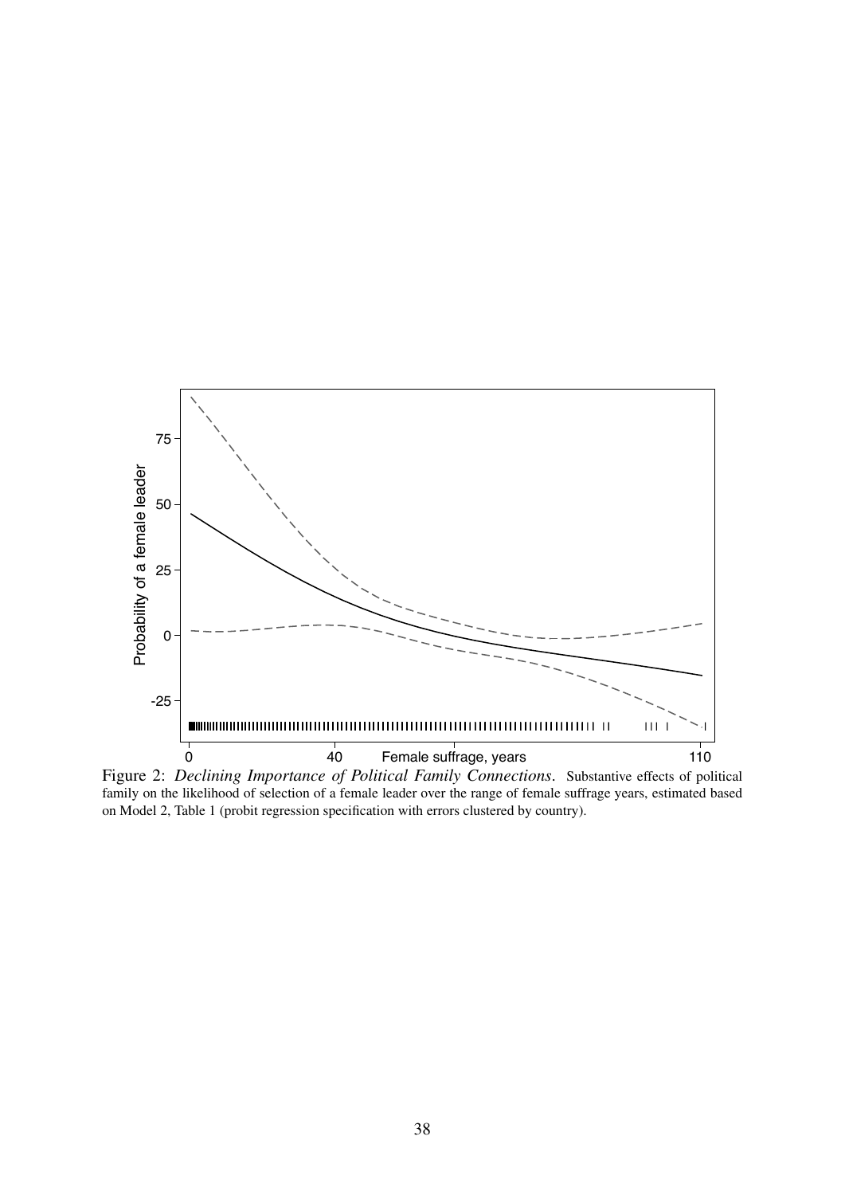Probability of a female leader

75

50

25

0

-25

0

40

Female suffrage, years

110

Figure 2: *Declining Importance of Political Family Connections*. Substantive effects of political family on the likelihood of selection of a female leader over the range of female suffrage years, estimated based on Model 2, Table 1 (probit regression specification with errors clustered by country).